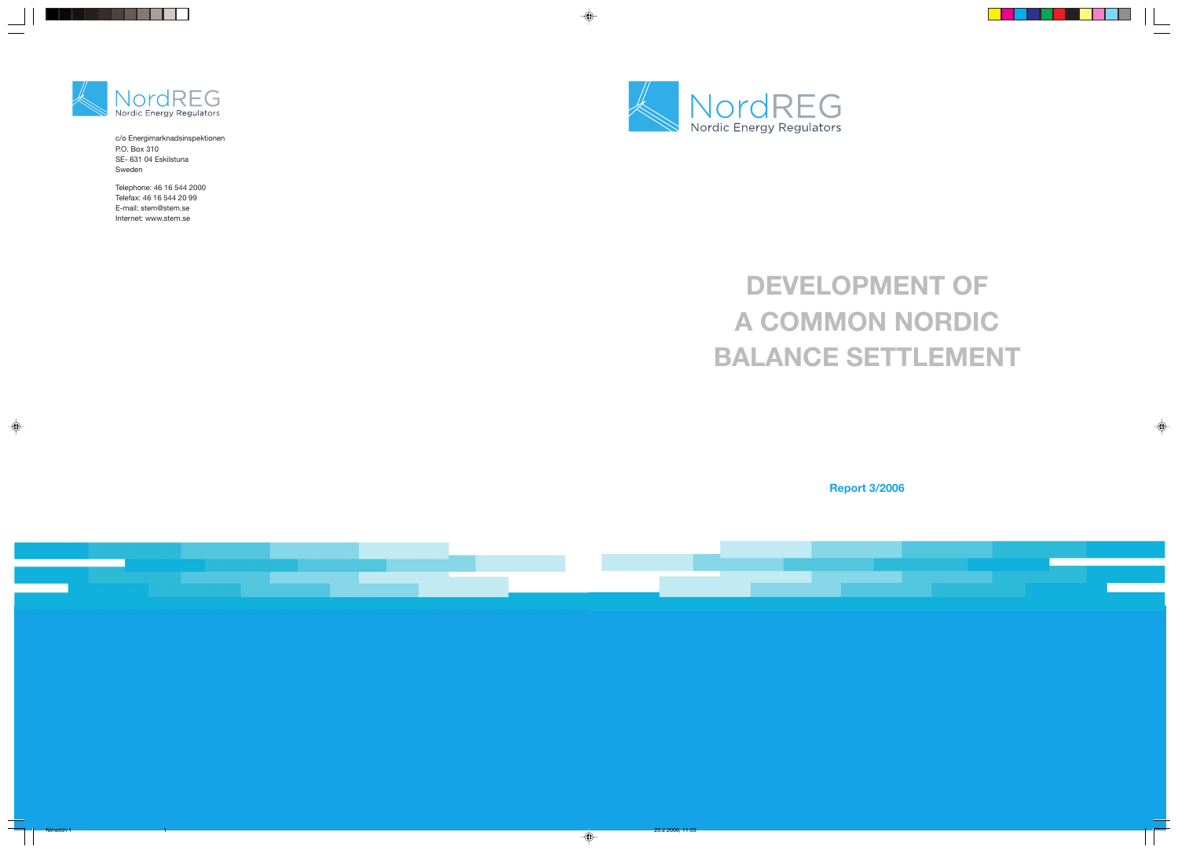NordREG
Nordic Energy Regulators

c/o Energimarknadsinspektionen
P.O. Box 310
SE- 631 04 Eskilstuna
Sweden

Telephone: 46 16 544 2000
Telefax: 46 16 544 20 99
E-mail: stem@stem.se
Internet: www.stem.se

NordREG
Nordic Energy Regulators

# DEVELOPMENT OF A COMMON NORDIC BALANCE SETTLEMENT

**Report 3/2006**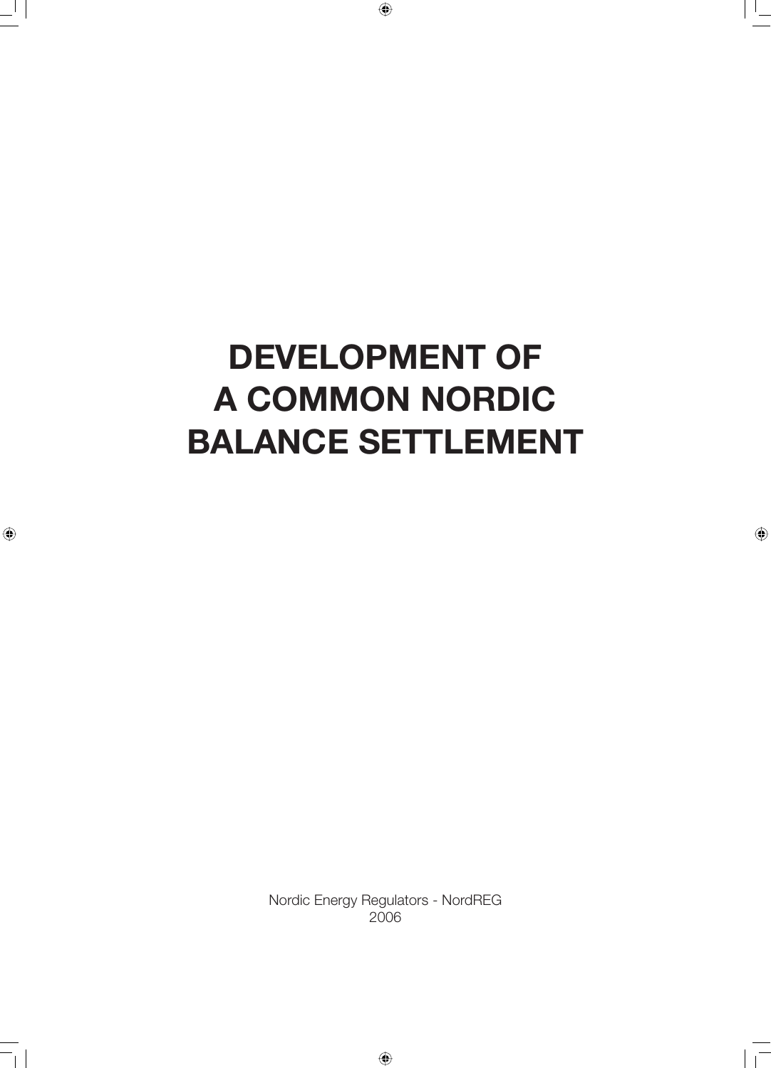# DEVELOPMENT OF A COMMON NORDIC BALANCE SETTLEMENT

Nordic Energy Regulators - NordREG
2006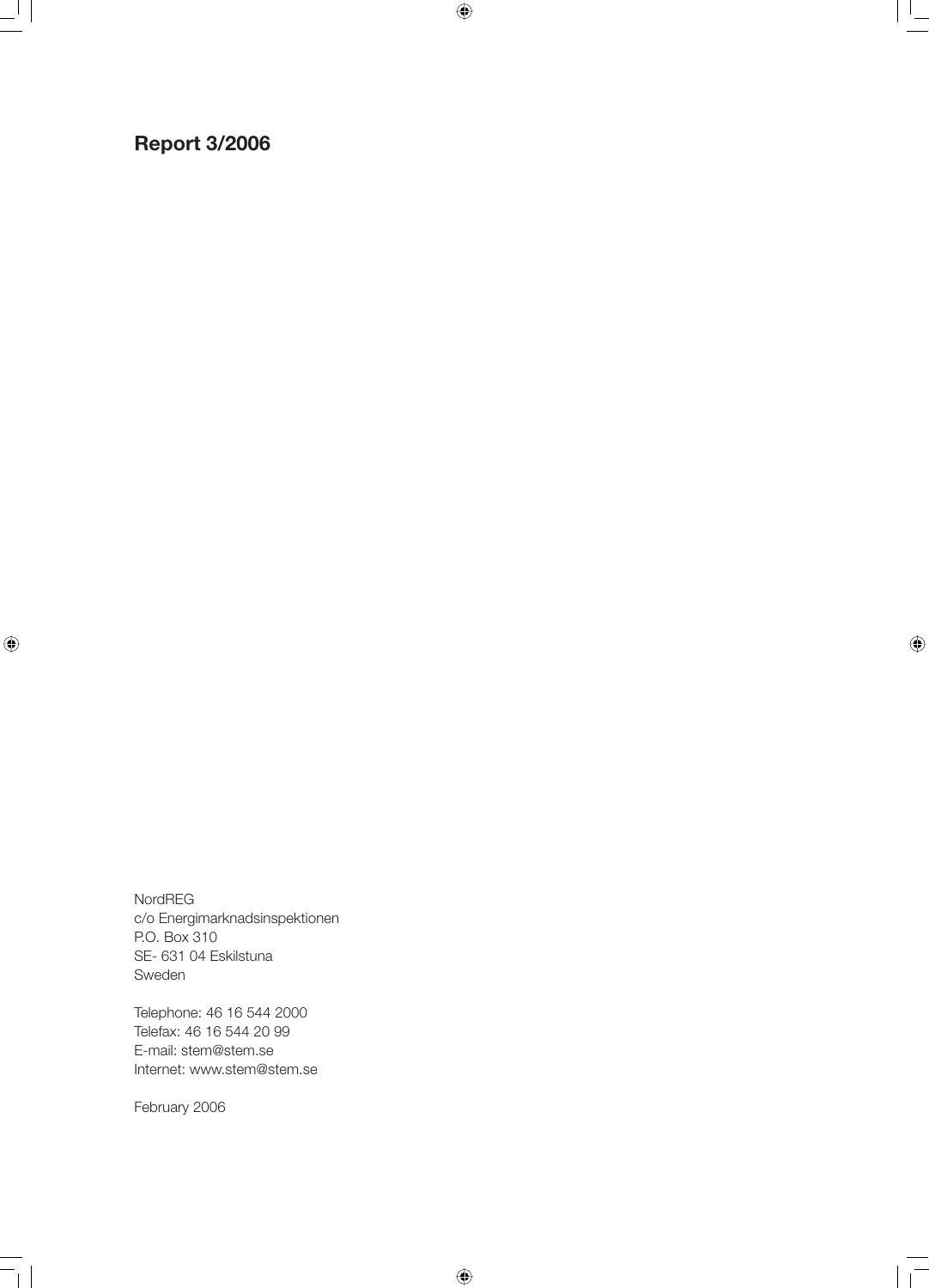**Report 3/2006**

NordREG
c/o Energimarknadsinspektionen
P.O. Box 310
SE- 631 04 Eskilstuna
Sweden

Telephone: 46 16 544 2000
Telefax: 46 16 544 20 99
E-mail: stem@stem.se
Internet: www.stem@stem.se

February 2006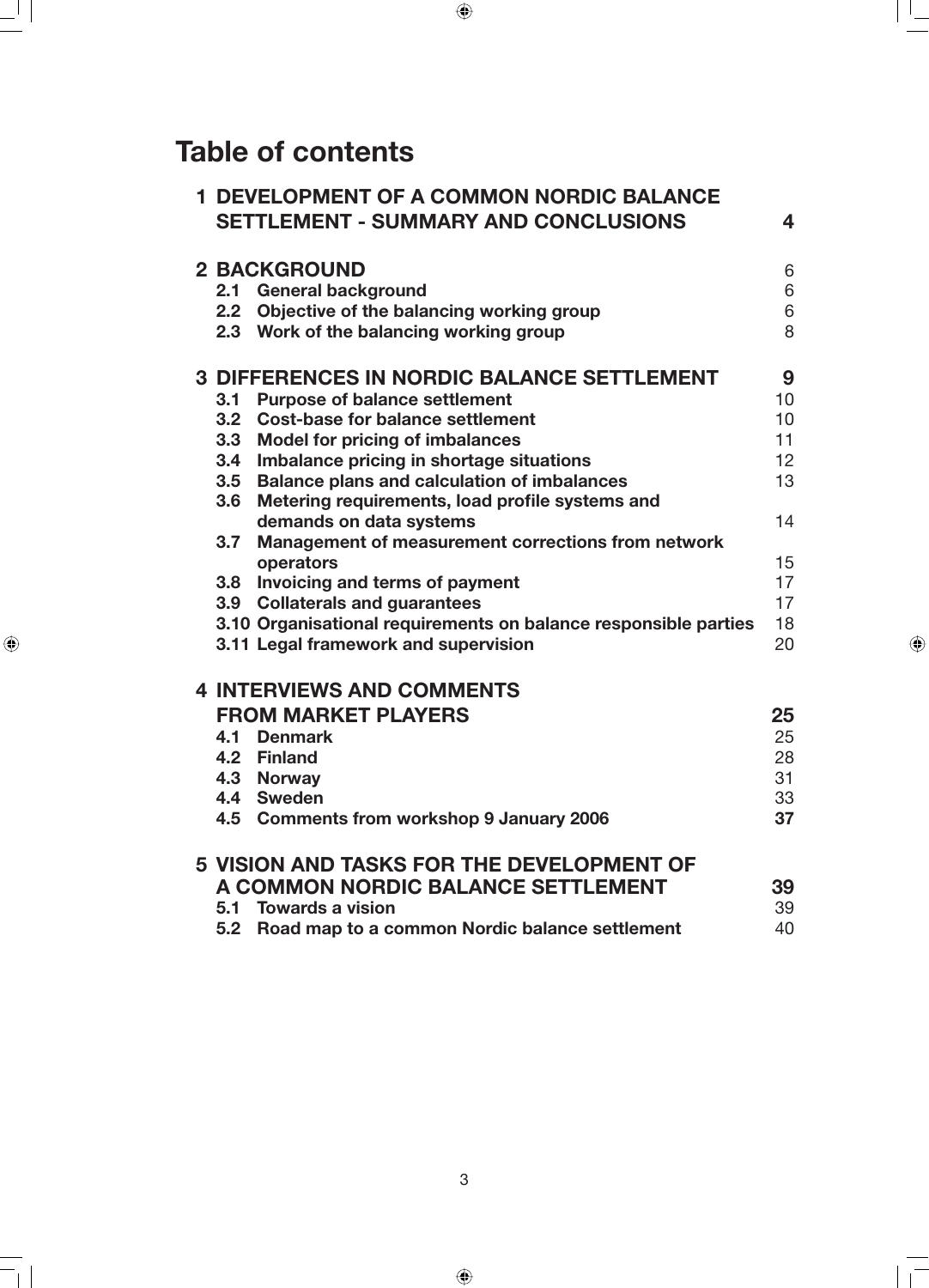# Table of contents

| | | |
|---|---|---|
| **1** | **DEVELOPMENT OF A COMMON NORDIC BALANCE SETTLEMENT - SUMMARY AND CONCLUSIONS** | **4** |
| **2** | **BACKGROUND** | 6 |
| 2.1 | General background | 6 |
| 2.2 | Objective of the balancing working group | 6 |
| 2.3 | Work of the balancing working group | 8 |
| **3** | **DIFFERENCES IN NORDIC BALANCE SETTLEMENT** | **9** |
| 3.1 | Purpose of balance settlement | 10 |
| 3.2 | Cost-base for balance settlement | 10 |
| 3.3 | Model for pricing of imbalances | 11 |
| 3.4 | Imbalance pricing in shortage situations | 12 |
| 3.5 | Balance plans and calculation of imbalances | 13 |
| 3.6 | Metering requirements, load profile systems and demands on data systems | 14 |
| 3.7 | Management of measurement corrections from network operators | 15 |
| 3.8 | Invoicing and terms of payment | 17 |
| 3.9 | Collaterals and guarantees | 17 |
| 3.10 | Organisational requirements on balance responsible parties | 18 |
| 3.11 | Legal framework and supervision | 20 |
| **4** | **INTERVIEWS AND COMMENTS FROM MARKET PLAYERS** | **25** |
| 4.1 | Denmark | 25 |
| 4.2 | Finland | 28 |
| 4.3 | Norway | 31 |
| 4.4 | Sweden | 33 |
| 4.5 | Comments from workshop 9 January 2006 | **37** |
| **5** | **VISION AND TASKS FOR THE DEVELOPMENT OF A COMMON NORDIC BALANCE SETTLEMENT** | **39** |
| 5.1 | Towards a vision | 39 |
| 5.2 | Road map to a common Nordic balance settlement | 40 |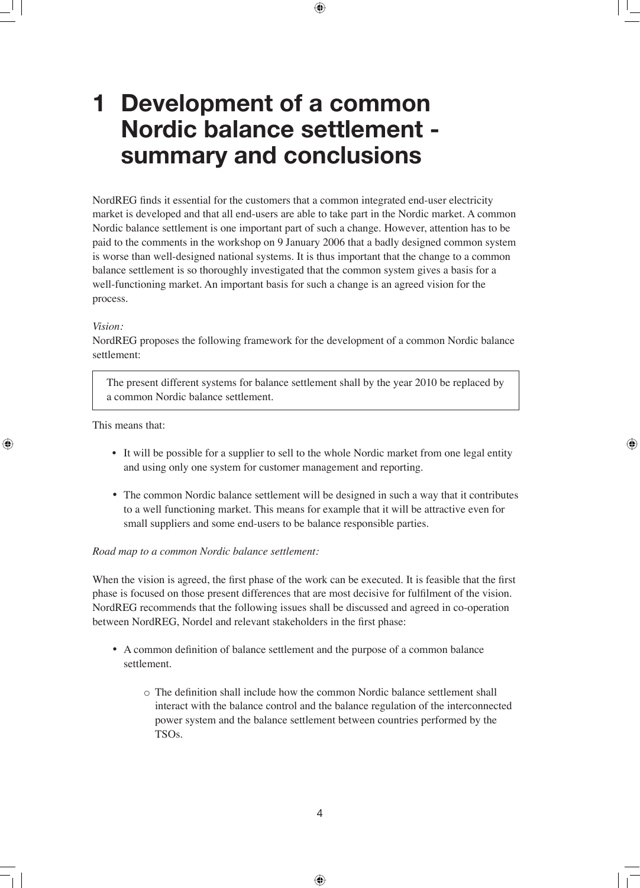# 1 Development of a common Nordic balance settlement - summary and conclusions

NordREG finds it essential for the customers that a common integrated end-user electricity market is developed and that all end-users are able to take part in the Nordic market. A common Nordic balance settlement is one important part of such a change. However, attention has to be paid to the comments in the workshop on 9 January 2006 that a badly designed common system is worse than well-designed national systems. It is thus important that the change to a common balance settlement is so thoroughly investigated that the common system gives a basis for a well-functioning market. An important basis for such a change is an agreed vision for the process.

*Vision:*

NordREG proposes the following framework for the development of a common Nordic balance settlement:

> The present different systems for balance settlement shall by the year 2010 be replaced by a common Nordic balance settlement.

This means that:

- It will be possible for a supplier to sell to the whole Nordic market from one legal entity and using only one system for customer management and reporting.
- The common Nordic balance settlement will be designed in such a way that it contributes to a well functioning market. This means for example that it will be attractive even for small suppliers and some end-users to be balance responsible parties.

*Road map to a common Nordic balance settlement:*

When the vision is agreed, the first phase of the work can be executed. It is feasible that the first phase is focused on those present differences that are most decisive for fulfilment of the vision. NordREG recommends that the following issues shall be discussed and agreed in co-operation between NordREG, Nordel and relevant stakeholders in the first phase:

- A common definition of balance settlement and the purpose of a common balance settlement.
  - The definition shall include how the common Nordic balance settlement shall interact with the balance control and the balance regulation of the interconnected power system and the balance settlement between countries performed by the TSOs.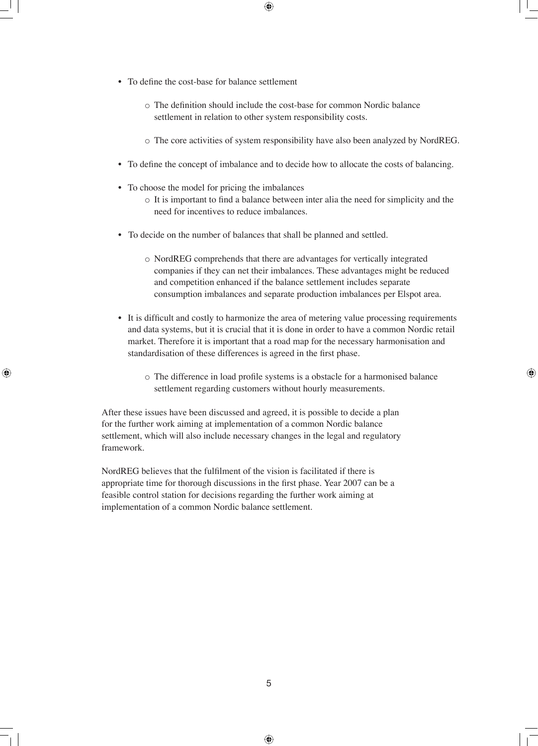- To define the cost-base for balance settlement
  - The definition should include the cost-base for common Nordic balance settlement in relation to other system responsibility costs.
  - The core activities of system responsibility have also been analyzed by NordREG.
- To define the concept of imbalance and to decide how to allocate the costs of balancing.
- To choose the model for pricing the imbalances
  - It is important to find a balance between inter alia the need for simplicity and the need for incentives to reduce imbalances.
- To decide on the number of balances that shall be planned and settled.
  - NordREG comprehends that there are advantages for vertically integrated companies if they can net their imbalances. These advantages might be reduced and competition enhanced if the balance settlement includes separate consumption imbalances and separate production imbalances per Elspot area.
- It is difficult and costly to harmonize the area of metering value processing requirements and data systems, but it is crucial that it is done in order to have a common Nordic retail market. Therefore it is important that a road map for the necessary harmonisation and standardisation of these differences is agreed in the first phase.
  - The difference in load profile systems is a obstacle for a harmonised balance settlement regarding customers without hourly measurements.

After these issues have been discussed and agreed, it is possible to decide a plan for the further work aiming at implementation of a common Nordic balance settlement, which will also include necessary changes in the legal and regulatory framework.

NordREG believes that the fulfilment of the vision is facilitated if there is appropriate time for thorough discussions in the first phase. Year 2007 can be a feasible control station for decisions regarding the further work aiming at implementation of a common Nordic balance settlement.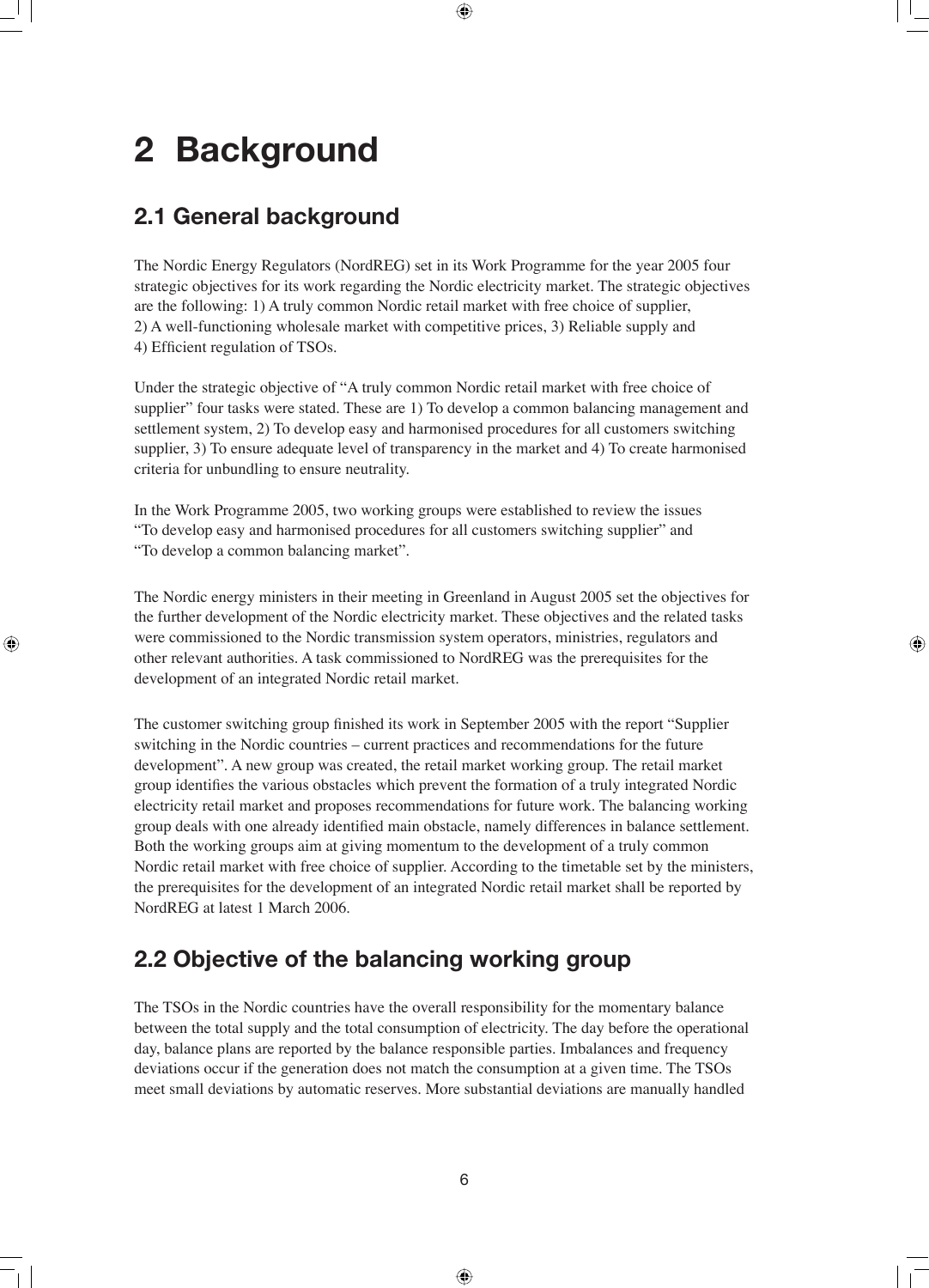# 2 Background

## 2.1 General background

The Nordic Energy Regulators (NordREG) set in its Work Programme for the year 2005 four strategic objectives for its work regarding the Nordic electricity market. The strategic objectives are the following: 1) A truly common Nordic retail market with free choice of supplier, 2) A well-functioning wholesale market with competitive prices, 3) Reliable supply and 4) Efficient regulation of TSOs.

Under the strategic objective of "A truly common Nordic retail market with free choice of supplier" four tasks were stated. These are 1) To develop a common balancing management and settlement system, 2) To develop easy and harmonised procedures for all customers switching supplier, 3) To ensure adequate level of transparency in the market and 4) To create harmonised criteria for unbundling to ensure neutrality.

In the Work Programme 2005, two working groups were established to review the issues "To develop easy and harmonised procedures for all customers switching supplier" and "To develop a common balancing market".

The Nordic energy ministers in their meeting in Greenland in August 2005 set the objectives for the further development of the Nordic electricity market. These objectives and the related tasks were commissioned to the Nordic transmission system operators, ministries, regulators and other relevant authorities. A task commissioned to NordREG was the prerequisites for the development of an integrated Nordic retail market.

The customer switching group finished its work in September 2005 with the report "Supplier switching in the Nordic countries – current practices and recommendations for the future development". A new group was created, the retail market working group. The retail market group identifies the various obstacles which prevent the formation of a truly integrated Nordic electricity retail market and proposes recommendations for future work. The balancing working group deals with one already identified main obstacle, namely differences in balance settlement. Both the working groups aim at giving momentum to the development of a truly common Nordic retail market with free choice of supplier. According to the timetable set by the ministers, the prerequisites for the development of an integrated Nordic retail market shall be reported by NordREG at latest 1 March 2006.

## 2.2 Objective of the balancing working group

The TSOs in the Nordic countries have the overall responsibility for the momentary balance between the total supply and the total consumption of electricity. The day before the operational day, balance plans are reported by the balance responsible parties. Imbalances and frequency deviations occur if the generation does not match the consumption at a given time. The TSOs meet small deviations by automatic reserves. More substantial deviations are manually handled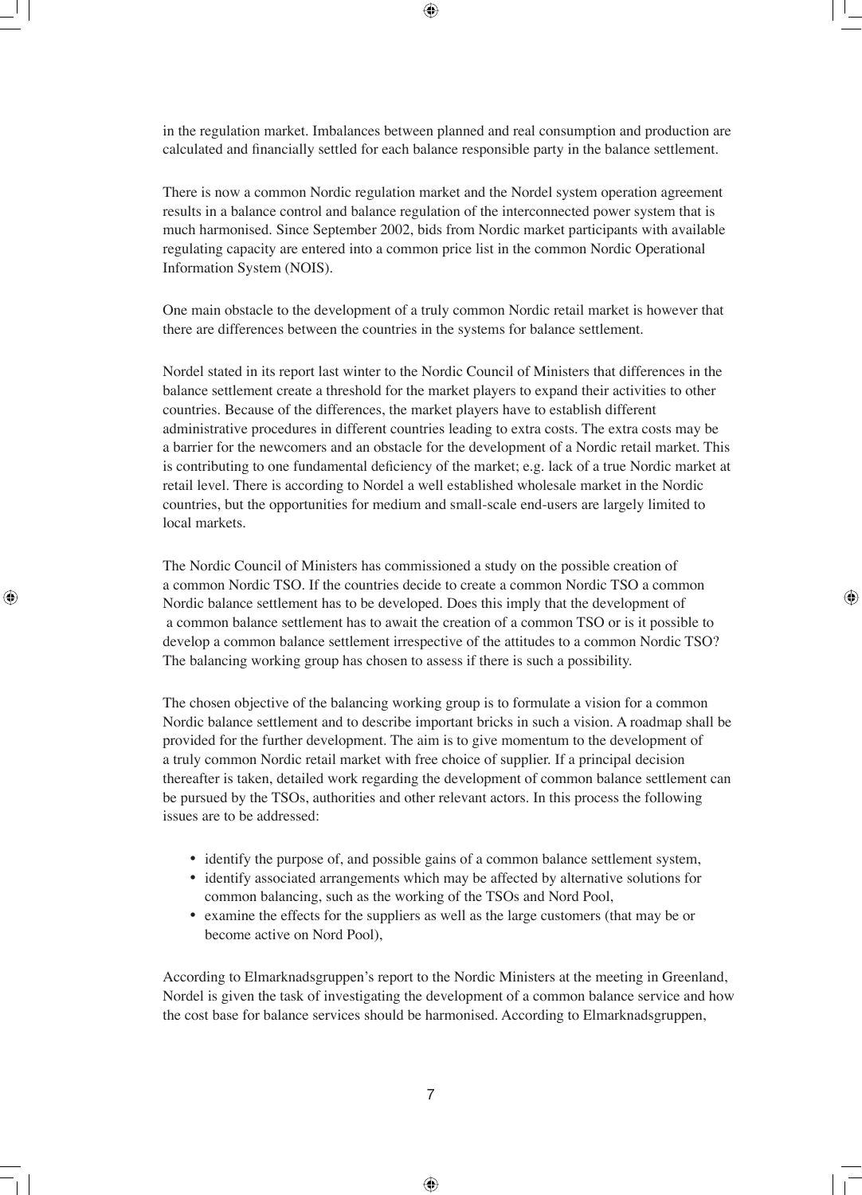in the regulation market. Imbalances between planned and real consumption and production are calculated and financially settled for each balance responsible party in the balance settlement.

There is now a common Nordic regulation market and the Nordel system operation agreement results in a balance control and balance regulation of the interconnected power system that is much harmonised. Since September 2002, bids from Nordic market participants with available regulating capacity are entered into a common price list in the common Nordic Operational Information System (NOIS).

One main obstacle to the development of a truly common Nordic retail market is however that there are differences between the countries in the systems for balance settlement.

Nordel stated in its report last winter to the Nordic Council of Ministers that differences in the balance settlement create a threshold for the market players to expand their activities to other countries. Because of the differences, the market players have to establish different administrative procedures in different countries leading to extra costs. The extra costs may be a barrier for the newcomers and an obstacle for the development of a Nordic retail market. This is contributing to one fundamental deficiency of the market; e.g. lack of a true Nordic market at retail level. There is according to Nordel a well established wholesale market in the Nordic countries, but the opportunities for medium and small-scale end-users are largely limited to local markets.

The Nordic Council of Ministers has commissioned a study on the possible creation of a common Nordic TSO. If the countries decide to create a common Nordic TSO a common Nordic balance settlement has to be developed. Does this imply that the development of a common balance settlement has to await the creation of a common TSO or is it possible to develop a common balance settlement irrespective of the attitudes to a common Nordic TSO? The balancing working group has chosen to assess if there is such a possibility.

The chosen objective of the balancing working group is to formulate a vision for a common Nordic balance settlement and to describe important bricks in such a vision. A roadmap shall be provided for the further development. The aim is to give momentum to the development of a truly common Nordic retail market with free choice of supplier. If a principal decision thereafter is taken, detailed work regarding the development of common balance settlement can be pursued by the TSOs, authorities and other relevant actors. In this process the following issues are to be addressed:

- identify the purpose of, and possible gains of a common balance settlement system,
- identify associated arrangements which may be affected by alternative solutions for common balancing, such as the working of the TSOs and Nord Pool,
- examine the effects for the suppliers as well as the large customers (that may be or become active on Nord Pool),

According to Elmarknadsgruppen's report to the Nordic Ministers at the meeting in Greenland, Nordel is given the task of investigating the development of a common balance service and how the cost base for balance services should be harmonised. According to Elmarknadsgruppen,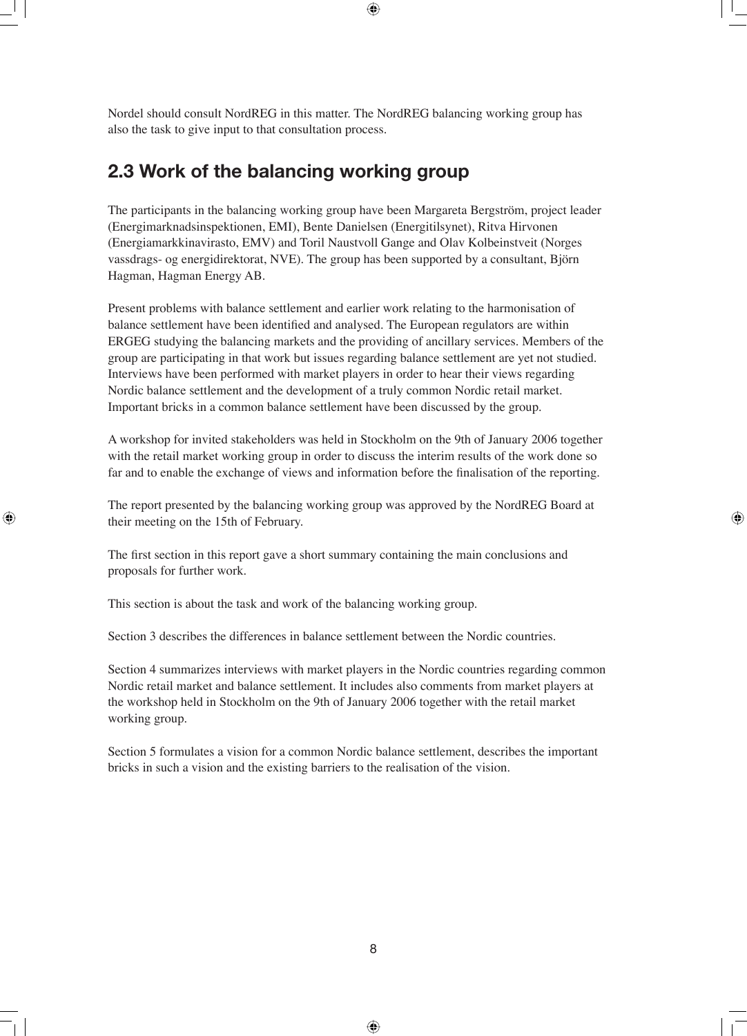Nordel should consult NordREG in this matter. The NordREG balancing working group has also the task to give input to that consultation process.

## 2.3 Work of the balancing working group

The participants in the balancing working group have been Margareta Bergström, project leader (Energimarknadsinspektionen, EMI), Bente Danielsen (Energitilsynet), Ritva Hirvonen (Energiamarkkinavirasto, EMV) and Toril Naustvoll Gange and Olav Kolbeinstveit (Norges vassdrags- og energidirektorat, NVE). The group has been supported by a consultant, Björn Hagman, Hagman Energy AB.

Present problems with balance settlement and earlier work relating to the harmonisation of balance settlement have been identified and analysed. The European regulators are within ERGEG studying the balancing markets and the providing of ancillary services. Members of the group are participating in that work but issues regarding balance settlement are yet not studied. Interviews have been performed with market players in order to hear their views regarding Nordic balance settlement and the development of a truly common Nordic retail market. Important bricks in a common balance settlement have been discussed by the group.

A workshop for invited stakeholders was held in Stockholm on the 9th of January 2006 together with the retail market working group in order to discuss the interim results of the work done so far and to enable the exchange of views and information before the finalisation of the reporting.

The report presented by the balancing working group was approved by the NordREG Board at their meeting on the 15th of February.

The first section in this report gave a short summary containing the main conclusions and proposals for further work.

This section is about the task and work of the balancing working group.

Section 3 describes the differences in balance settlement between the Nordic countries.

Section 4 summarizes interviews with market players in the Nordic countries regarding common Nordic retail market and balance settlement. It includes also comments from market players at the workshop held in Stockholm on the 9th of January 2006 together with the retail market working group.

Section 5 formulates a vision for a common Nordic balance settlement, describes the important bricks in such a vision and the existing barriers to the realisation of the vision.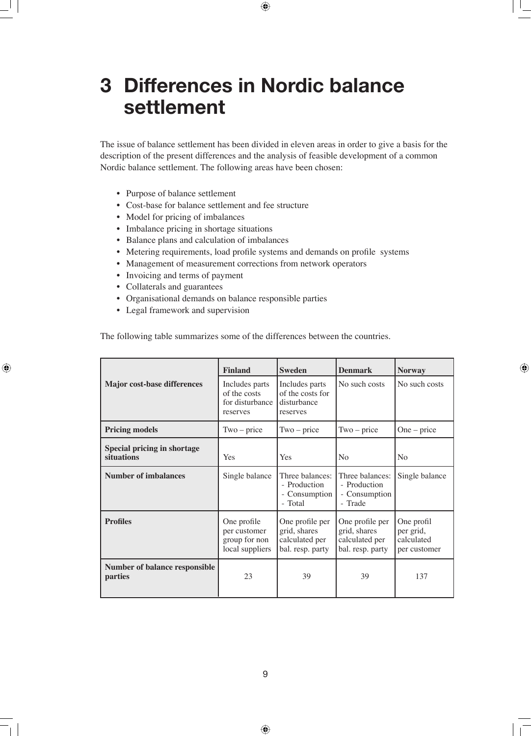# 3 Differences in Nordic balance settlement

The issue of balance settlement has been divided in eleven areas in order to give a basis for the description of the present differences and the analysis of feasible development of a common Nordic balance settlement. The following areas have been chosen:

- Purpose of balance settlement
- Cost-base for balance settlement and fee structure
- Model for pricing of imbalances
- Imbalance pricing in shortage situations
- Balance plans and calculation of imbalances
- Metering requirements, load profile systems and demands on profile systems
- Management of measurement corrections from network operators
- Invoicing and terms of payment
- Collaterals and guarantees
- Organisational demands on balance responsible parties
- Legal framework and supervision

The following table summarizes some of the differences between the countries.

| | Finland | Sweden | Denmark | Norway |
|---|---|---|---|---|
| **Major cost-base differences** | Includes parts of the costs for disturbance reserves | Includes parts of the costs for disturbance reserves | No such costs | No such costs |
| **Pricing models** | Two – price | Two – price | Two – price | One – price |
| **Special pricing in shortage situations** | Yes | Yes | No | No |
| **Number of imbalances** | Single balance | Three balances: - Production - Consumption - Total | Three balances: - Production - Consumption - Trade | Single balance |
| **Profiles** | One profile per customer group for non local suppliers | One profile per grid, shares calculated per bal. resp. party | One profile per grid, shares calculated per bal. resp. party | One profil per grid, calculated per customer |
| **Number of balance responsible parties** | 23 | 39 | 39 | 137 |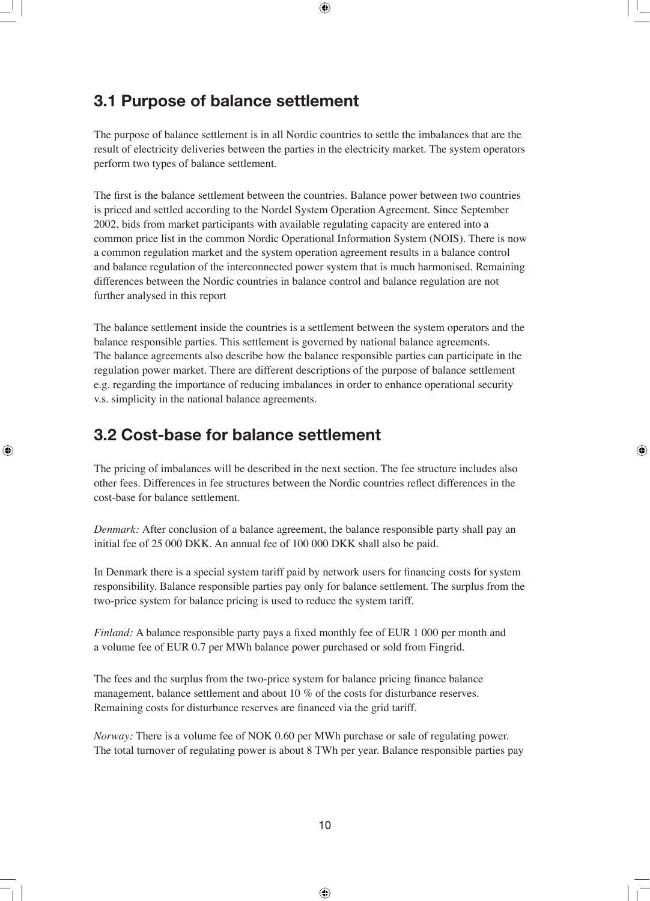## 3.1 Purpose of balance settlement

The purpose of balance settlement is in all Nordic countries to settle the imbalances that are the result of electricity deliveries between the parties in the electricity market. The system operators perform two types of balance settlement.

The first is the balance settlement between the countries. Balance power between two countries is priced and settled according to the Nordel System Operation Agreement. Since September 2002, bids from market participants with available regulating capacity are entered into a common price list in the common Nordic Operational Information System (NOIS). There is now a common regulation market and the system operation agreement results in a balance control and balance regulation of the interconnected power system that is much harmonised. Remaining differences between the Nordic countries in balance control and balance regulation are not further analysed in this report

The balance settlement inside the countries is a settlement between the system operators and the balance responsible parties. This settlement is governed by national balance agreements. The balance agreements also describe how the balance responsible parties can participate in the regulation power market. There are different descriptions of the purpose of balance settlement e.g. regarding the importance of reducing imbalances in order to enhance operational security v.s. simplicity in the national balance agreements.

## 3.2 Cost-base for balance settlement

The pricing of imbalances will be described in the next section. The fee structure includes also other fees. Differences in fee structures between the Nordic countries reflect differences in the cost-base for balance settlement.

*Denmark:* After conclusion of a balance agreement, the balance responsible party shall pay an initial fee of 25 000 DKK. An annual fee of 100 000 DKK shall also be paid.

In Denmark there is a special system tariff paid by network users for financing costs for system responsibility. Balance responsible parties pay only for balance settlement. The surplus from the two-price system for balance pricing is used to reduce the system tariff.

*Finland:* A balance responsible party pays a fixed monthly fee of EUR 1 000 per month and a volume fee of EUR 0.7 per MWh balance power purchased or sold from Fingrid.

The fees and the surplus from the two-price system for balance pricing finance balance management, balance settlement and about 10 % of the costs for disturbance reserves. Remaining costs for disturbance reserves are financed via the grid tariff.

*Norway:* There is a volume fee of NOK 0.60 per MWh purchase or sale of regulating power. The total turnover of regulating power is about 8 TWh per year. Balance responsible parties pay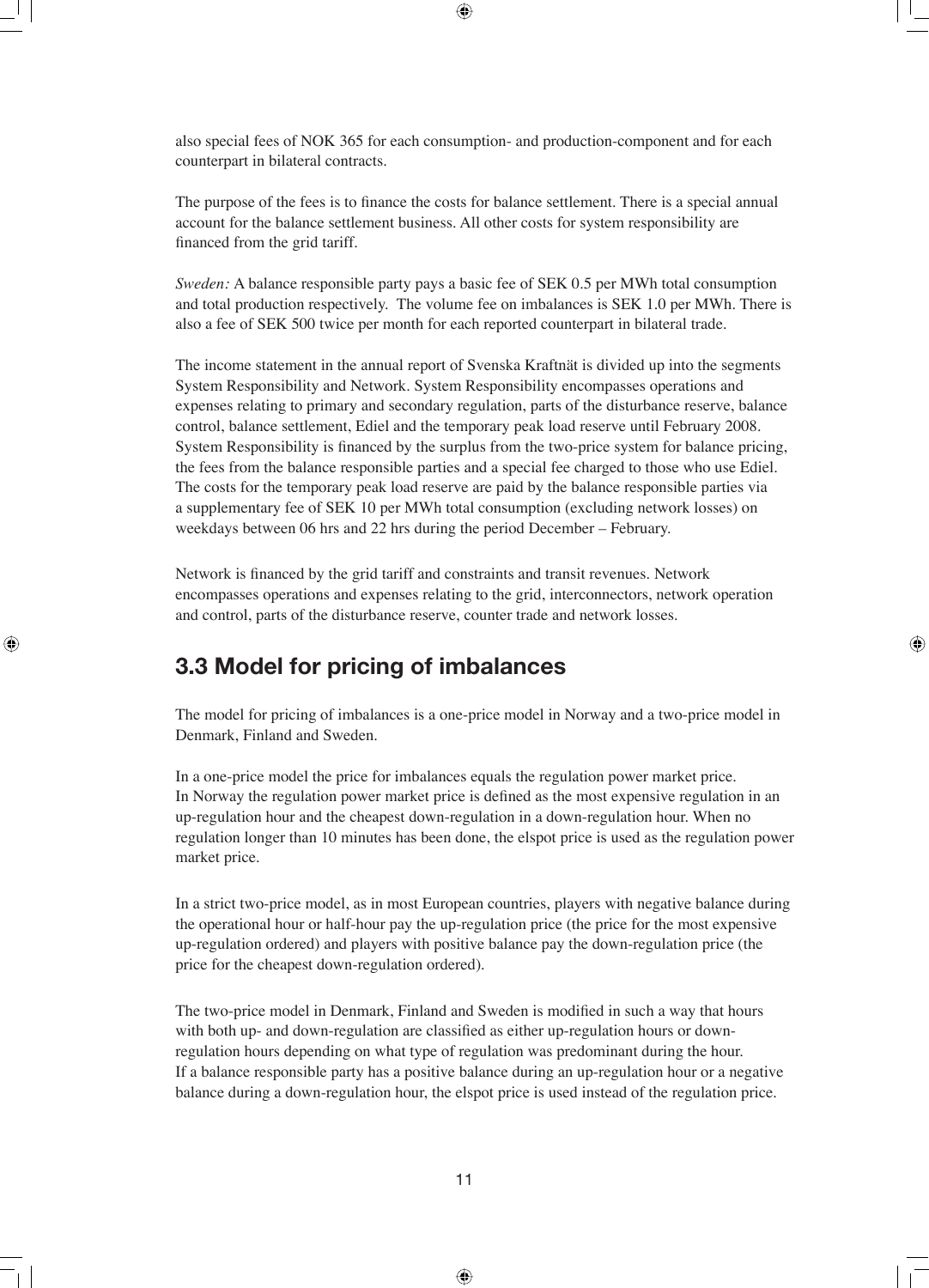also special fees of NOK 365 for each consumption- and production-component and for each counterpart in bilateral contracts.

The purpose of the fees is to finance the costs for balance settlement. There is a special annual account for the balance settlement business. All other costs for system responsibility are financed from the grid tariff.

*Sweden:* A balance responsible party pays a basic fee of SEK 0.5 per MWh total consumption and total production respectively. The volume fee on imbalances is SEK 1.0 per MWh. There is also a fee of SEK 500 twice per month for each reported counterpart in bilateral trade.

The income statement in the annual report of Svenska Kraftnät is divided up into the segments System Responsibility and Network. System Responsibility encompasses operations and expenses relating to primary and secondary regulation, parts of the disturbance reserve, balance control, balance settlement, Ediel and the temporary peak load reserve until February 2008. System Responsibility is financed by the surplus from the two-price system for balance pricing, the fees from the balance responsible parties and a special fee charged to those who use Ediel. The costs for the temporary peak load reserve are paid by the balance responsible parties via a supplementary fee of SEK 10 per MWh total consumption (excluding network losses) on weekdays between 06 hrs and 22 hrs during the period December – February.

Network is financed by the grid tariff and constraints and transit revenues. Network encompasses operations and expenses relating to the grid, interconnectors, network operation and control, parts of the disturbance reserve, counter trade and network losses.

## 3.3 Model for pricing of imbalances

The model for pricing of imbalances is a one-price model in Norway and a two-price model in Denmark, Finland and Sweden.

In a one-price model the price for imbalances equals the regulation power market price. In Norway the regulation power market price is defined as the most expensive regulation in an up-regulation hour and the cheapest down-regulation in a down-regulation hour. When no regulation longer than 10 minutes has been done, the elspot price is used as the regulation power market price.

In a strict two-price model, as in most European countries, players with negative balance during the operational hour or half-hour pay the up-regulation price (the price for the most expensive up-regulation ordered) and players with positive balance pay the down-regulation price (the price for the cheapest down-regulation ordered).

The two-price model in Denmark, Finland and Sweden is modified in such a way that hours with both up- and down-regulation are classified as either up-regulation hours or down-regulation hours depending on what type of regulation was predominant during the hour. If a balance responsible party has a positive balance during an up-regulation hour or a negative balance during a down-regulation hour, the elspot price is used instead of the regulation price.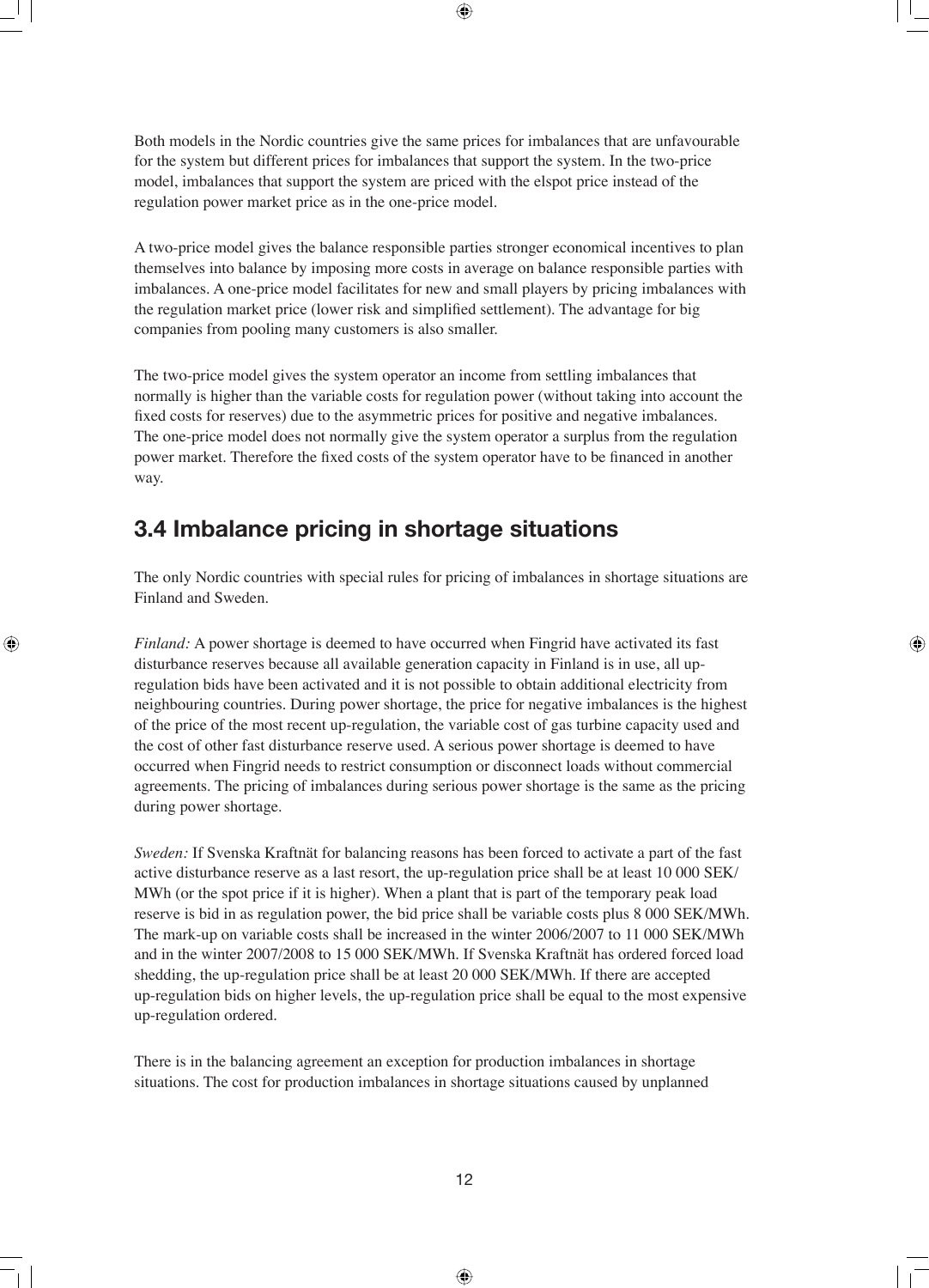Both models in the Nordic countries give the same prices for imbalances that are unfavourable for the system but different prices for imbalances that support the system. In the two-price model, imbalances that support the system are priced with the elspot price instead of the regulation power market price as in the one-price model.

A two-price model gives the balance responsible parties stronger economical incentives to plan themselves into balance by imposing more costs in average on balance responsible parties with imbalances. A one-price model facilitates for new and small players by pricing imbalances with the regulation market price (lower risk and simplified settlement). The advantage for big companies from pooling many customers is also smaller.

The two-price model gives the system operator an income from settling imbalances that normally is higher than the variable costs for regulation power (without taking into account the fixed costs for reserves) due to the asymmetric prices for positive and negative imbalances. The one-price model does not normally give the system operator a surplus from the regulation power market. Therefore the fixed costs of the system operator have to be financed in another way.

## 3.4 Imbalance pricing in shortage situations

The only Nordic countries with special rules for pricing of imbalances in shortage situations are Finland and Sweden.

*Finland:* A power shortage is deemed to have occurred when Fingrid have activated its fast disturbance reserves because all available generation capacity in Finland is in use, all up-regulation bids have been activated and it is not possible to obtain additional electricity from neighbouring countries. During power shortage, the price for negative imbalances is the highest of the price of the most recent up-regulation, the variable cost of gas turbine capacity used and the cost of other fast disturbance reserve used. A serious power shortage is deemed to have occurred when Fingrid needs to restrict consumption or disconnect loads without commercial agreements. The pricing of imbalances during serious power shortage is the same as the pricing during power shortage.

*Sweden:* If Svenska Kraftnät for balancing reasons has been forced to activate a part of the fast active disturbance reserve as a last resort, the up-regulation price shall be at least 10 000 SEK/MWh (or the spot price if it is higher). When a plant that is part of the temporary peak load reserve is bid in as regulation power, the bid price shall be variable costs plus 8 000 SEK/MWh. The mark-up on variable costs shall be increased in the winter 2006/2007 to 11 000 SEK/MWh and in the winter 2007/2008 to 15 000 SEK/MWh. If Svenska Kraftnät has ordered forced load shedding, the up-regulation price shall be at least 20 000 SEK/MWh. If there are accepted up-regulation bids on higher levels, the up-regulation price shall be equal to the most expensive up-regulation ordered.

There is in the balancing agreement an exception for production imbalances in shortage situations. The cost for production imbalances in shortage situations caused by unplanned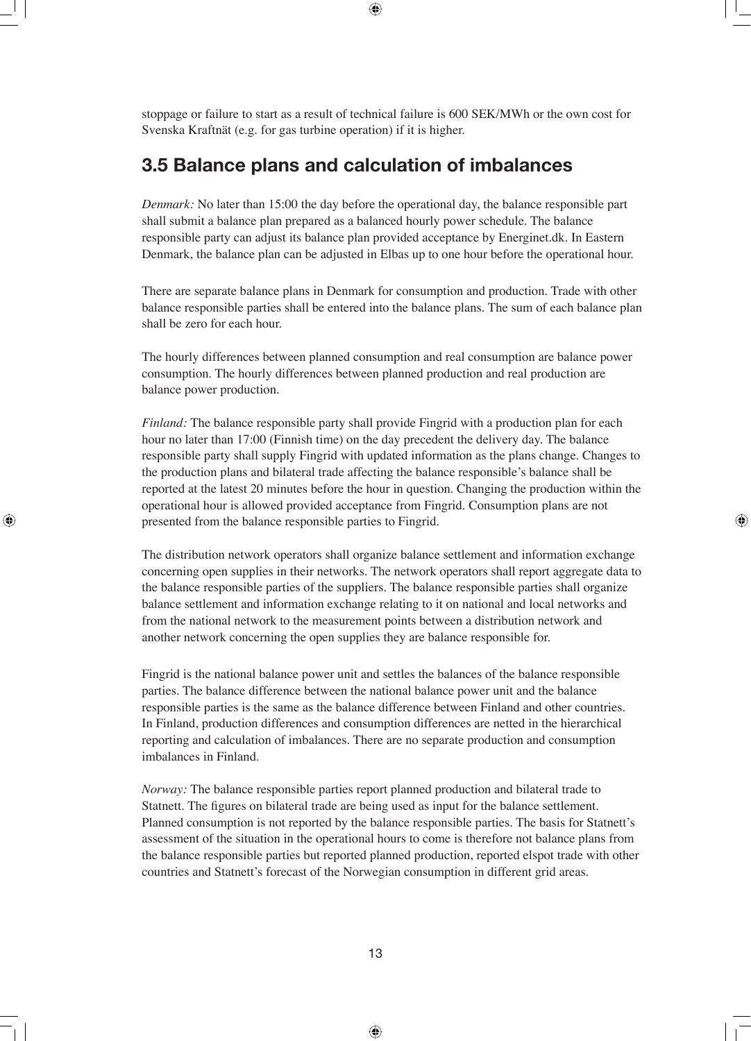stoppage or failure to start as a result of technical failure is 600 SEK/MWh or the own cost for Svenska Kraftnät (e.g. for gas turbine operation) if it is higher.

## 3.5 Balance plans and calculation of imbalances

*Denmark:* No later than 15:00 the day before the operational day, the balance responsible part shall submit a balance plan prepared as a balanced hourly power schedule. The balance responsible party can adjust its balance plan provided acceptance by Energinet.dk. In Eastern Denmark, the balance plan can be adjusted in Elbas up to one hour before the operational hour.

There are separate balance plans in Denmark for consumption and production. Trade with other balance responsible parties shall be entered into the balance plans. The sum of each balance plan shall be zero for each hour.

The hourly differences between planned consumption and real consumption are balance power consumption. The hourly differences between planned production and real production are balance power production.

*Finland:* The balance responsible party shall provide Fingrid with a production plan for each hour no later than 17:00 (Finnish time) on the day precedent the delivery day. The balance responsible party shall supply Fingrid with updated information as the plans change. Changes to the production plans and bilateral trade affecting the balance responsible's balance shall be reported at the latest 20 minutes before the hour in question. Changing the production within the operational hour is allowed provided acceptance from Fingrid. Consumption plans are not presented from the balance responsible parties to Fingrid.

The distribution network operators shall organize balance settlement and information exchange concerning open supplies in their networks. The network operators shall report aggregate data to the balance responsible parties of the suppliers. The balance responsible parties shall organize balance settlement and information exchange relating to it on national and local networks and from the national network to the measurement points between a distribution network and another network concerning the open supplies they are balance responsible for.

Fingrid is the national balance power unit and settles the balances of the balance responsible parties. The balance difference between the national balance power unit and the balance responsible parties is the same as the balance difference between Finland and other countries. In Finland, production differences and consumption differences are netted in the hierarchical reporting and calculation of imbalances. There are no separate production and consumption imbalances in Finland.

*Norway:* The balance responsible parties report planned production and bilateral trade to Statnett. The figures on bilateral trade are being used as input for the balance settlement. Planned consumption is not reported by the balance responsible parties. The basis for Statnett's assessment of the situation in the operational hours to come is therefore not balance plans from the balance responsible parties but reported planned production, reported elspot trade with other countries and Statnett's forecast of the Norwegian consumption in different grid areas.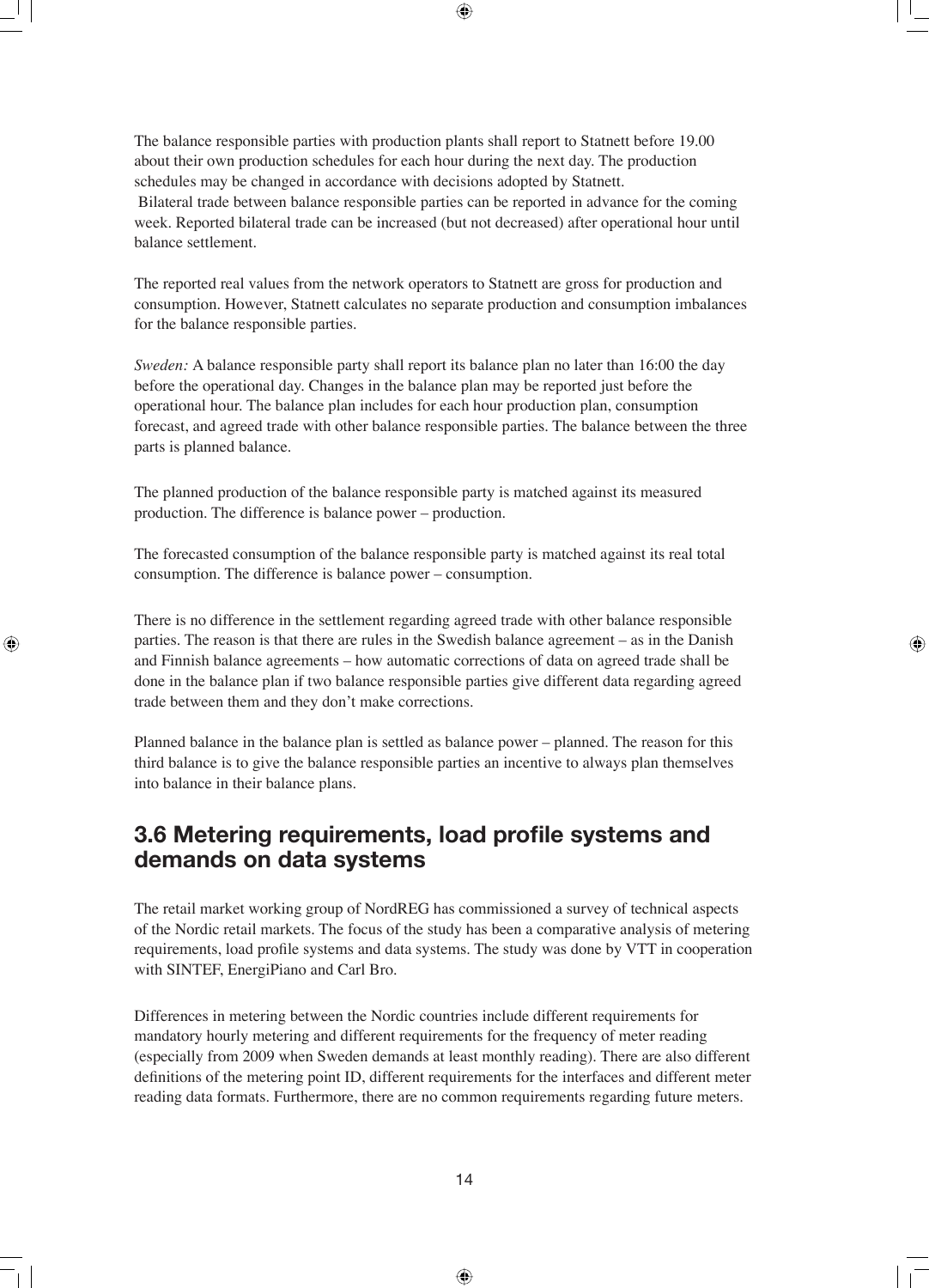The balance responsible parties with production plants shall report to Statnett before 19.00 about their own production schedules for each hour during the next day. The production schedules may be changed in accordance with decisions adopted by Statnett.
Bilateral trade between balance responsible parties can be reported in advance for the coming week. Reported bilateral trade can be increased (but not decreased) after operational hour until balance settlement.

The reported real values from the network operators to Statnett are gross for production and consumption. However, Statnett calculates no separate production and consumption imbalances for the balance responsible parties.

*Sweden:* A balance responsible party shall report its balance plan no later than 16:00 the day before the operational day. Changes in the balance plan may be reported just before the operational hour. The balance plan includes for each hour production plan, consumption forecast, and agreed trade with other balance responsible parties. The balance between the three parts is planned balance.

The planned production of the balance responsible party is matched against its measured production. The difference is balance power – production.

The forecasted consumption of the balance responsible party is matched against its real total consumption. The difference is balance power – consumption.

There is no difference in the settlement regarding agreed trade with other balance responsible parties. The reason is that there are rules in the Swedish balance agreement – as in the Danish and Finnish balance agreements – how automatic corrections of data on agreed trade shall be done in the balance plan if two balance responsible parties give different data regarding agreed trade between them and they don't make corrections.

Planned balance in the balance plan is settled as balance power – planned. The reason for this third balance is to give the balance responsible parties an incentive to always plan themselves into balance in their balance plans.

## 3.6 Metering requirements, load profile systems and demands on data systems

The retail market working group of NordREG has commissioned a survey of technical aspects of the Nordic retail markets. The focus of the study has been a comparative analysis of metering requirements, load profile systems and data systems. The study was done by VTT in cooperation with SINTEF, EnergiPiano and Carl Bro.

Differences in metering between the Nordic countries include different requirements for mandatory hourly metering and different requirements for the frequency of meter reading (especially from 2009 when Sweden demands at least monthly reading). There are also different definitions of the metering point ID, different requirements for the interfaces and different meter reading data formats. Furthermore, there are no common requirements regarding future meters.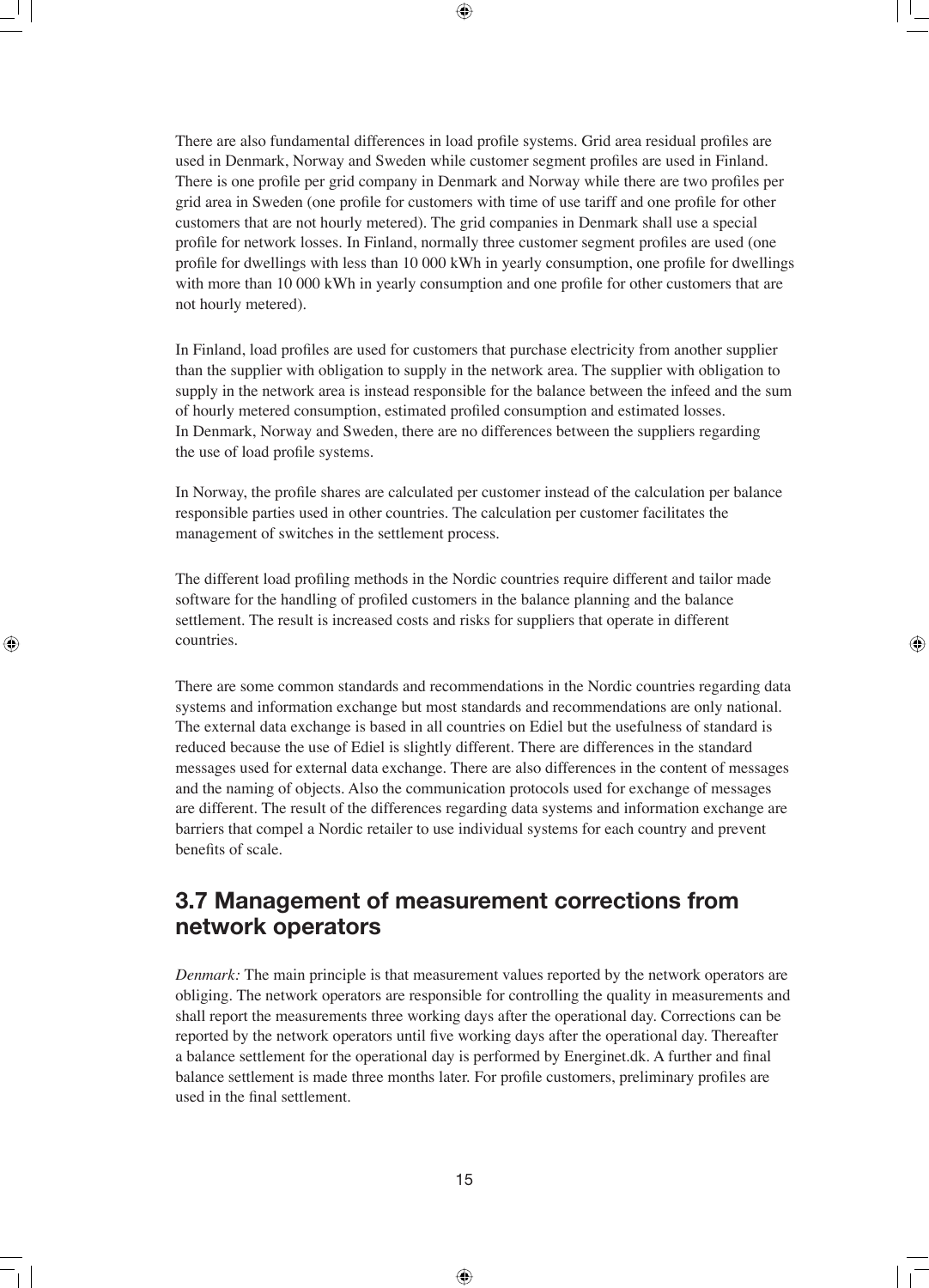There are also fundamental differences in load profile systems. Grid area residual profiles are used in Denmark, Norway and Sweden while customer segment profiles are used in Finland. There is one profile per grid company in Denmark and Norway while there are two profiles per grid area in Sweden (one profile for customers with time of use tariff and one profile for other customers that are not hourly metered). The grid companies in Denmark shall use a special profile for network losses. In Finland, normally three customer segment profiles are used (one profile for dwellings with less than 10 000 kWh in yearly consumption, one profile for dwellings with more than 10 000 kWh in yearly consumption and one profile for other customers that are not hourly metered).

In Finland, load profiles are used for customers that purchase electricity from another supplier than the supplier with obligation to supply in the network area. The supplier with obligation to supply in the network area is instead responsible for the balance between the infeed and the sum of hourly metered consumption, estimated profiled consumption and estimated losses. In Denmark, Norway and Sweden, there are no differences between the suppliers regarding the use of load profile systems.

In Norway, the profile shares are calculated per customer instead of the calculation per balance responsible parties used in other countries. The calculation per customer facilitates the management of switches in the settlement process.

The different load profiling methods in the Nordic countries require different and tailor made software for the handling of profiled customers in the balance planning and the balance settlement. The result is increased costs and risks for suppliers that operate in different countries.

There are some common standards and recommendations in the Nordic countries regarding data systems and information exchange but most standards and recommendations are only national. The external data exchange is based in all countries on Ediel but the usefulness of standard is reduced because the use of Ediel is slightly different. There are differences in the standard messages used for external data exchange. There are also differences in the content of messages and the naming of objects. Also the communication protocols used for exchange of messages are different. The result of the differences regarding data systems and information exchange are barriers that compel a Nordic retailer to use individual systems for each country and prevent benefits of scale.

## 3.7 Management of measurement corrections from network operators

*Denmark:* The main principle is that measurement values reported by the network operators are obliging. The network operators are responsible for controlling the quality in measurements and shall report the measurements three working days after the operational day. Corrections can be reported by the network operators until five working days after the operational day. Thereafter a balance settlement for the operational day is performed by Energinet.dk. A further and final balance settlement is made three months later. For profile customers, preliminary profiles are used in the final settlement.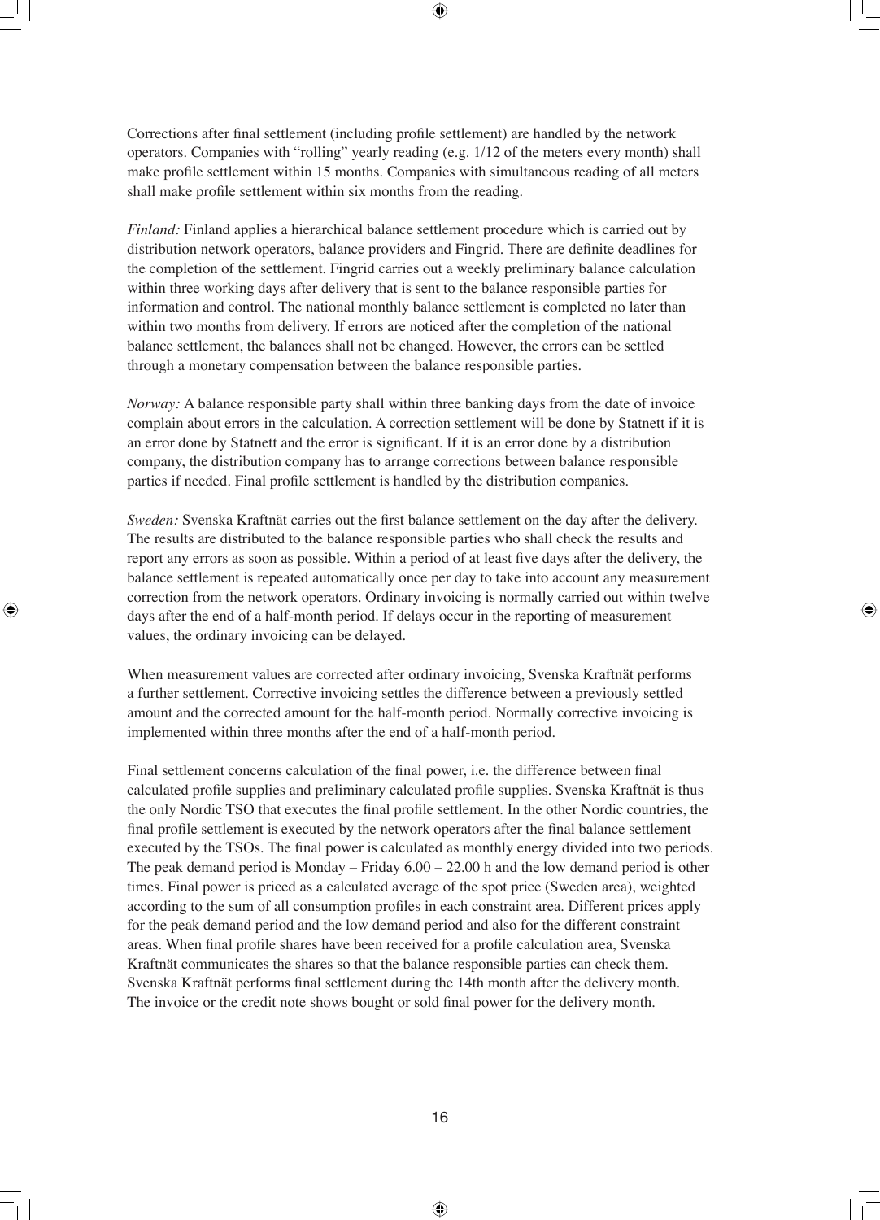Corrections after final settlement (including profile settlement) are handled by the network operators. Companies with "rolling" yearly reading (e.g. 1/12 of the meters every month) shall make profile settlement within 15 months. Companies with simultaneous reading of all meters shall make profile settlement within six months from the reading.

*Finland:* Finland applies a hierarchical balance settlement procedure which is carried out by distribution network operators, balance providers and Fingrid. There are definite deadlines for the completion of the settlement. Fingrid carries out a weekly preliminary balance calculation within three working days after delivery that is sent to the balance responsible parties for information and control. The national monthly balance settlement is completed no later than within two months from delivery. If errors are noticed after the completion of the national balance settlement, the balances shall not be changed. However, the errors can be settled through a monetary compensation between the balance responsible parties.

*Norway:* A balance responsible party shall within three banking days from the date of invoice complain about errors in the calculation. A correction settlement will be done by Statnett if it is an error done by Statnett and the error is significant. If it is an error done by a distribution company, the distribution company has to arrange corrections between balance responsible parties if needed. Final profile settlement is handled by the distribution companies.

*Sweden:* Svenska Kraftnät carries out the first balance settlement on the day after the delivery. The results are distributed to the balance responsible parties who shall check the results and report any errors as soon as possible. Within a period of at least five days after the delivery, the balance settlement is repeated automatically once per day to take into account any measurement correction from the network operators. Ordinary invoicing is normally carried out within twelve days after the end of a half-month period. If delays occur in the reporting of measurement values, the ordinary invoicing can be delayed.

When measurement values are corrected after ordinary invoicing, Svenska Kraftnät performs a further settlement. Corrective invoicing settles the difference between a previously settled amount and the corrected amount for the half-month period. Normally corrective invoicing is implemented within three months after the end of a half-month period.

Final settlement concerns calculation of the final power, i.e. the difference between final calculated profile supplies and preliminary calculated profile supplies. Svenska Kraftnät is thus the only Nordic TSO that executes the final profile settlement. In the other Nordic countries, the final profile settlement is executed by the network operators after the final balance settlement executed by the TSOs. The final power is calculated as monthly energy divided into two periods. The peak demand period is Monday – Friday 6.00 – 22.00 h and the low demand period is other times. Final power is priced as a calculated average of the spot price (Sweden area), weighted according to the sum of all consumption profiles in each constraint area. Different prices apply for the peak demand period and the low demand period and also for the different constraint areas. When final profile shares have been received for a profile calculation area, Svenska Kraftnät communicates the shares so that the balance responsible parties can check them. Svenska Kraftnät performs final settlement during the 14th month after the delivery month. The invoice or the credit note shows bought or sold final power for the delivery month.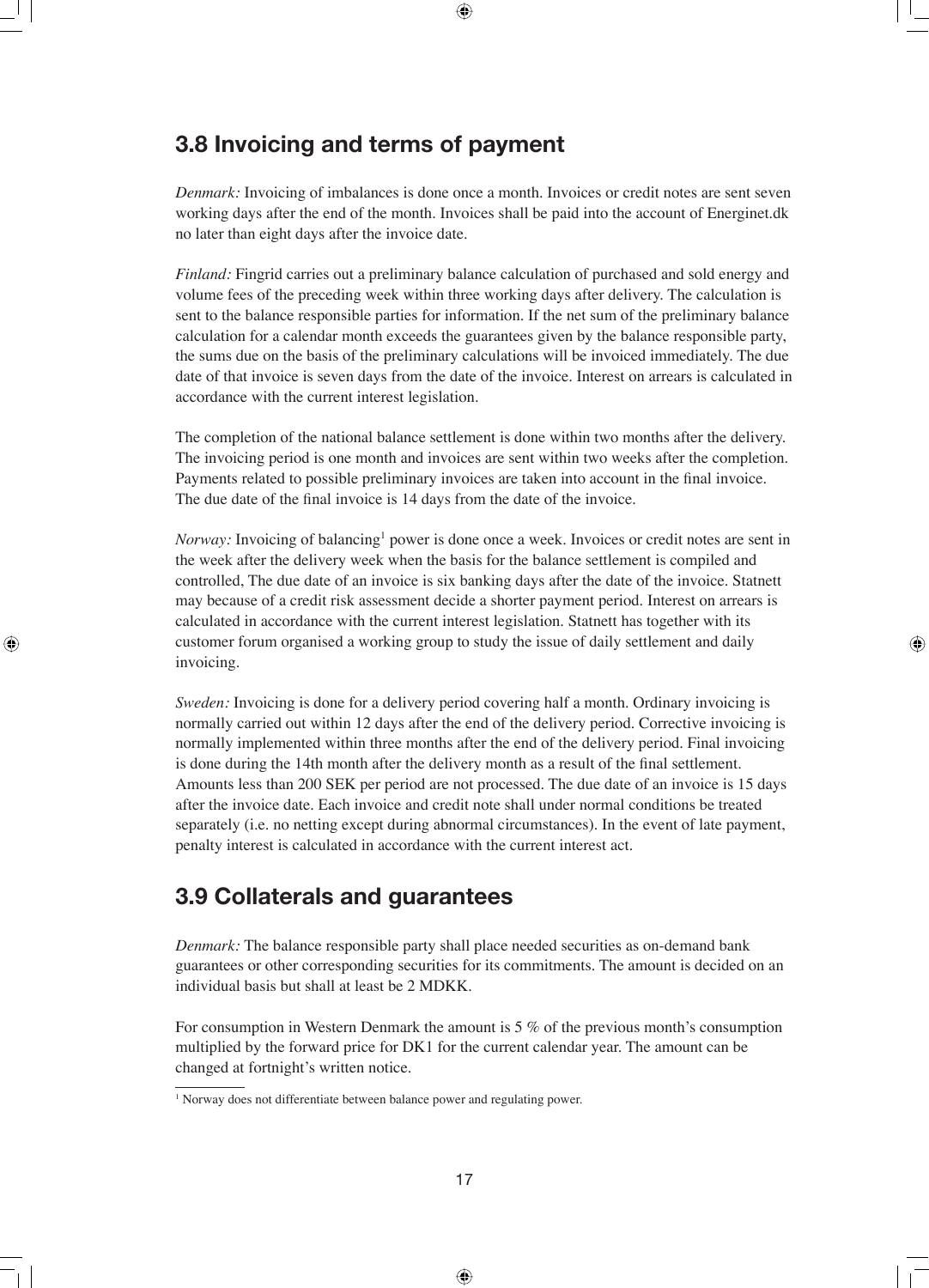## 3.8 Invoicing and terms of payment

*Denmark:* Invoicing of imbalances is done once a month. Invoices or credit notes are sent seven working days after the end of the month. Invoices shall be paid into the account of Energinet.dk no later than eight days after the invoice date.

*Finland:* Fingrid carries out a preliminary balance calculation of purchased and sold energy and volume fees of the preceding week within three working days after delivery. The calculation is sent to the balance responsible parties for information. If the net sum of the preliminary balance calculation for a calendar month exceeds the guarantees given by the balance responsible party, the sums due on the basis of the preliminary calculations will be invoiced immediately. The due date of that invoice is seven days from the date of the invoice. Interest on arrears is calculated in accordance with the current interest legislation.

The completion of the national balance settlement is done within two months after the delivery. The invoicing period is one month and invoices are sent within two weeks after the completion. Payments related to possible preliminary invoices are taken into account in the final invoice. The due date of the final invoice is 14 days from the date of the invoice.

*Norway:* Invoicing of balancing[1] power is done once a week. Invoices or credit notes are sent in the week after the delivery week when the basis for the balance settlement is compiled and controlled, The due date of an invoice is six banking days after the date of the invoice. Statnett may because of a credit risk assessment decide a shorter payment period. Interest on arrears is calculated in accordance with the current interest legislation. Statnett has together with its customer forum organised a working group to study the issue of daily settlement and daily invoicing.

*Sweden:* Invoicing is done for a delivery period covering half a month. Ordinary invoicing is normally carried out within 12 days after the end of the delivery period. Corrective invoicing is normally implemented within three months after the end of the delivery period. Final invoicing is done during the 14th month after the delivery month as a result of the final settlement. Amounts less than 200 SEK per period are not processed. The due date of an invoice is 15 days after the invoice date. Each invoice and credit note shall under normal conditions be treated separately (i.e. no netting except during abnormal circumstances). In the event of late payment, penalty interest is calculated in accordance with the current interest act.

## 3.9 Collaterals and guarantees

*Denmark:* The balance responsible party shall place needed securities as on-demand bank guarantees or other corresponding securities for its commitments. The amount is decided on an individual basis but shall at least be 2 MDKK.

For consumption in Western Denmark the amount is 5 % of the previous month's consumption multiplied by the forward price for DK1 for the current calendar year. The amount can be changed at fortnight's written notice.

[1] Norway does not differentiate between balance power and regulating power.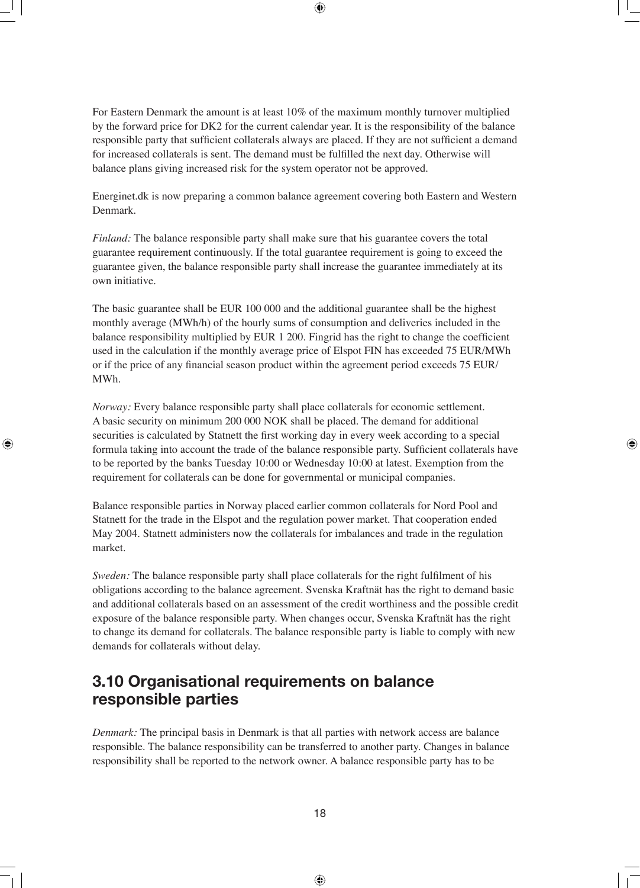For Eastern Denmark the amount is at least 10% of the maximum monthly turnover multiplied by the forward price for DK2 for the current calendar year. It is the responsibility of the balance responsible party that sufficient collaterals always are placed. If they are not sufficient a demand for increased collaterals is sent. The demand must be fulfilled the next day. Otherwise will balance plans giving increased risk for the system operator not be approved.

Energinet.dk is now preparing a common balance agreement covering both Eastern and Western Denmark.

*Finland:* The balance responsible party shall make sure that his guarantee covers the total guarantee requirement continuously. If the total guarantee requirement is going to exceed the guarantee given, the balance responsible party shall increase the guarantee immediately at its own initiative.

The basic guarantee shall be EUR 100 000 and the additional guarantee shall be the highest monthly average (MWh/h) of the hourly sums of consumption and deliveries included in the balance responsibility multiplied by EUR 1 200. Fingrid has the right to change the coefficient used in the calculation if the monthly average price of Elspot FIN has exceeded 75 EUR/MWh or if the price of any financial season product within the agreement period exceeds 75 EUR/MWh.

*Norway:* Every balance responsible party shall place collaterals for economic settlement. A basic security on minimum 200 000 NOK shall be placed. The demand for additional securities is calculated by Statnett the first working day in every week according to a special formula taking into account the trade of the balance responsible party. Sufficient collaterals have to be reported by the banks Tuesday 10:00 or Wednesday 10:00 at latest. Exemption from the requirement for collaterals can be done for governmental or municipal companies.

Balance responsible parties in Norway placed earlier common collaterals for Nord Pool and Statnett for the trade in the Elspot and the regulation power market. That cooperation ended May 2004. Statnett administers now the collaterals for imbalances and trade in the regulation market.

*Sweden:* The balance responsible party shall place collaterals for the right fulfilment of his obligations according to the balance agreement. Svenska Kraftnät has the right to demand basic and additional collaterals based on an assessment of the credit worthiness and the possible credit exposure of the balance responsible party. When changes occur, Svenska Kraftnät has the right to change its demand for collaterals. The balance responsible party is liable to comply with new demands for collaterals without delay.

## 3.10 Organisational requirements on balance responsible parties

*Denmark:* The principal basis in Denmark is that all parties with network access are balance responsible. The balance responsibility can be transferred to another party. Changes in balance responsibility shall be reported to the network owner. A balance responsible party has to be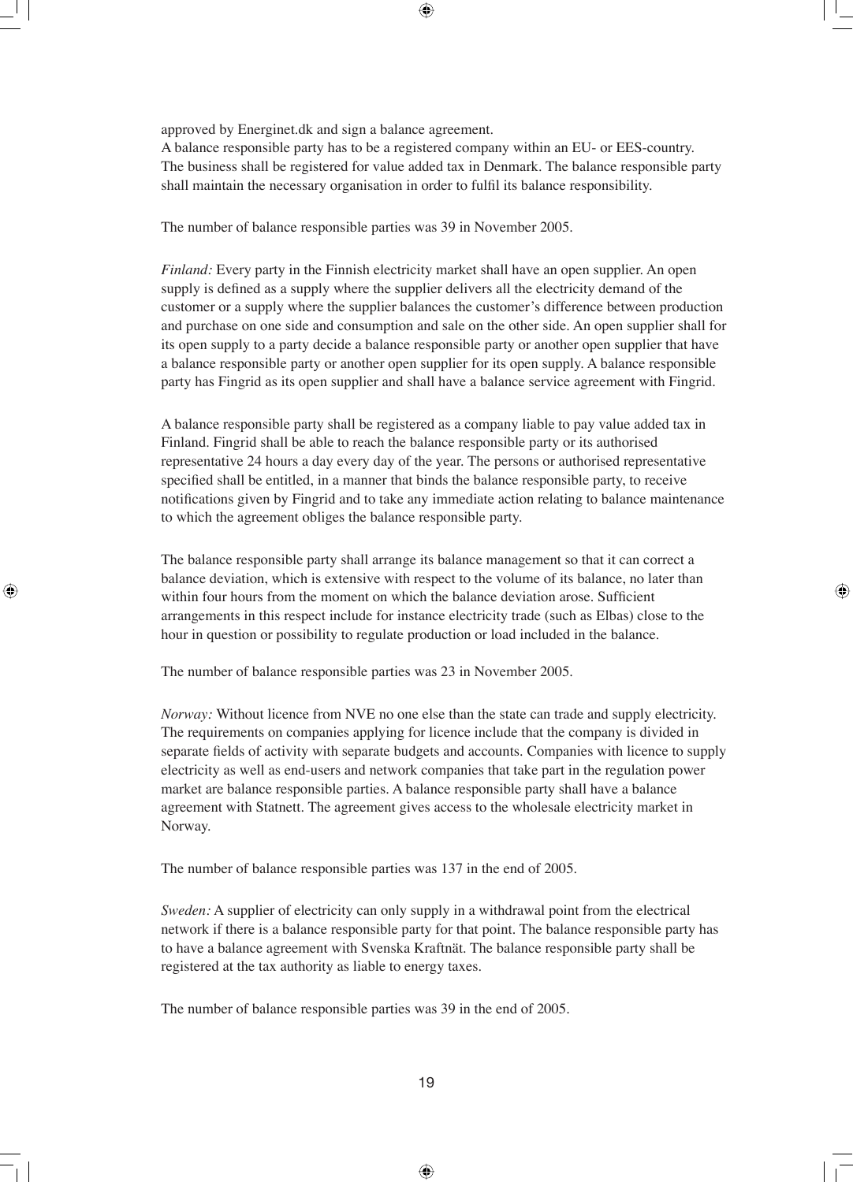approved by Energinet.dk and sign a balance agreement.
A balance responsible party has to be a registered company within an EU- or EES-country. The business shall be registered for value added tax in Denmark. The balance responsible party shall maintain the necessary organisation in order to fulfil its balance responsibility.

The number of balance responsible parties was 39 in November 2005.

*Finland:* Every party in the Finnish electricity market shall have an open supplier. An open supply is defined as a supply where the supplier delivers all the electricity demand of the customer or a supply where the supplier balances the customer's difference between production and purchase on one side and consumption and sale on the other side. An open supplier shall for its open supply to a party decide a balance responsible party or another open supplier that have a balance responsible party or another open supplier for its open supply. A balance responsible party has Fingrid as its open supplier and shall have a balance service agreement with Fingrid.

A balance responsible party shall be registered as a company liable to pay value added tax in Finland. Fingrid shall be able to reach the balance responsible party or its authorised representative 24 hours a day every day of the year. The persons or authorised representative specified shall be entitled, in a manner that binds the balance responsible party, to receive notifications given by Fingrid and to take any immediate action relating to balance maintenance to which the agreement obliges the balance responsible party.

The balance responsible party shall arrange its balance management so that it can correct a balance deviation, which is extensive with respect to the volume of its balance, no later than within four hours from the moment on which the balance deviation arose. Sufficient arrangements in this respect include for instance electricity trade (such as Elbas) close to the hour in question or possibility to regulate production or load included in the balance.

The number of balance responsible parties was 23 in November 2005.

*Norway:* Without licence from NVE no one else than the state can trade and supply electricity. The requirements on companies applying for licence include that the company is divided in separate fields of activity with separate budgets and accounts. Companies with licence to supply electricity as well as end-users and network companies that take part in the regulation power market are balance responsible parties. A balance responsible party shall have a balance agreement with Statnett. The agreement gives access to the wholesale electricity market in Norway.

The number of balance responsible parties was 137 in the end of 2005.

*Sweden:* A supplier of electricity can only supply in a withdrawal point from the electrical network if there is a balance responsible party for that point. The balance responsible party has to have a balance agreement with Svenska Kraftnät. The balance responsible party shall be registered at the tax authority as liable to energy taxes.

The number of balance responsible parties was 39 in the end of 2005.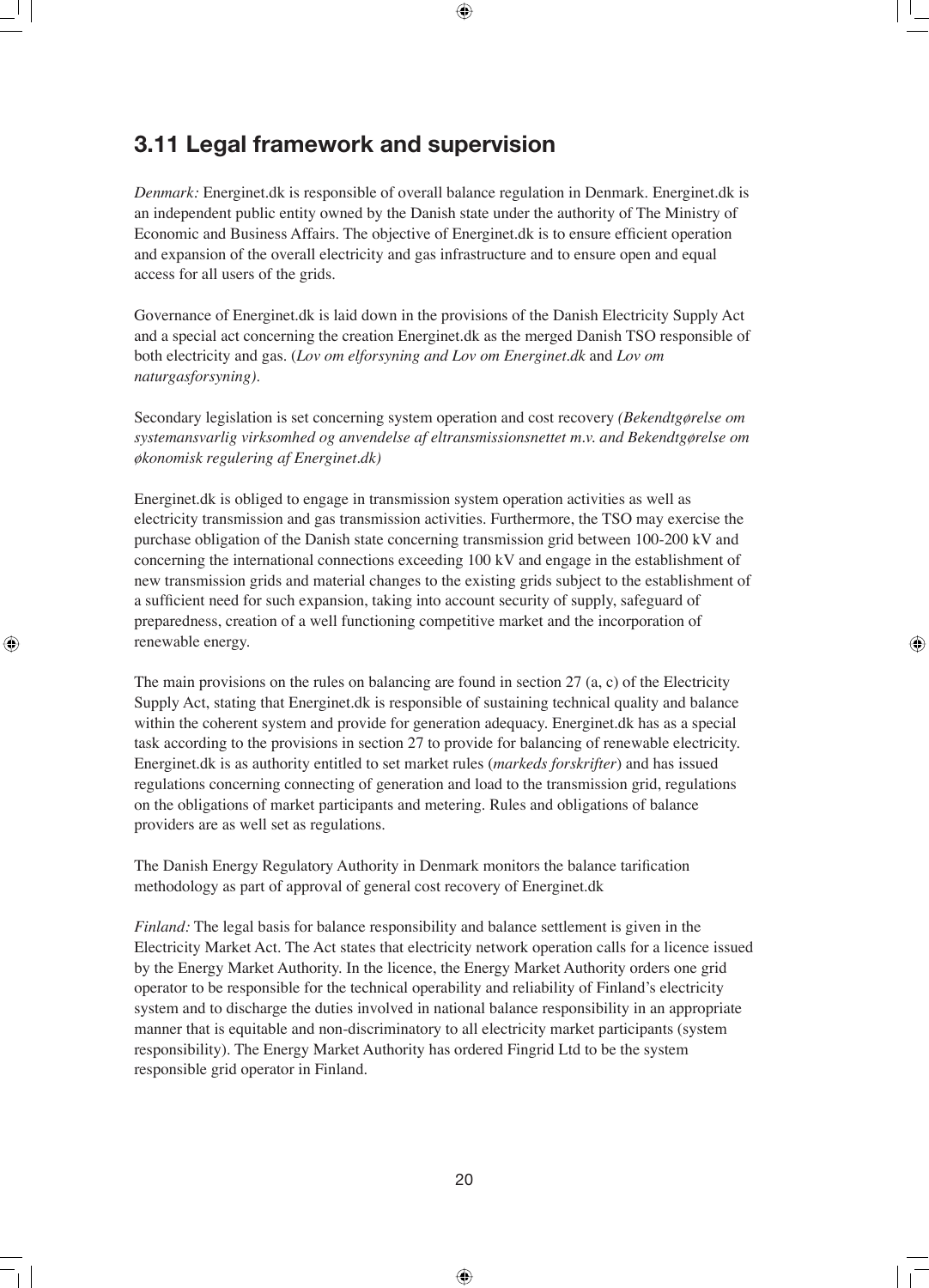## 3.11 Legal framework and supervision

*Denmark:* Energinet.dk is responsible of overall balance regulation in Denmark. Energinet.dk is an independent public entity owned by the Danish state under the authority of The Ministry of Economic and Business Affairs. The objective of Energinet.dk is to ensure efficient operation and expansion of the overall electricity and gas infrastructure and to ensure open and equal access for all users of the grids.

Governance of Energinet.dk is laid down in the provisions of the Danish Electricity Supply Act and a special act concerning the creation Energinet.dk as the merged Danish TSO responsible of both electricity and gas. (*Lov om elforsyning and Lov om Energinet.dk* and *Lov om naturgasforsyning).*

Secondary legislation is set concerning system operation and cost recovery *(Bekendtgørelse om systemansvarlig virksomhed og anvendelse af eltransmissionsnettet m.v. and Bekendtgørelse om økonomisk regulering af Energinet.dk)*

Energinet.dk is obliged to engage in transmission system operation activities as well as electricity transmission and gas transmission activities. Furthermore, the TSO may exercise the purchase obligation of the Danish state concerning transmission grid between 100-200 kV and concerning the international connections exceeding 100 kV and engage in the establishment of new transmission grids and material changes to the existing grids subject to the establishment of a sufficient need for such expansion, taking into account security of supply, safeguard of preparedness, creation of a well functioning competitive market and the incorporation of renewable energy.

The main provisions on the rules on balancing are found in section 27 (a, c) of the Electricity Supply Act, stating that Energinet.dk is responsible of sustaining technical quality and balance within the coherent system and provide for generation adequacy. Energinet.dk has as a special task according to the provisions in section 27 to provide for balancing of renewable electricity. Energinet.dk is as authority entitled to set market rules (*markeds forskrifter*) and has issued regulations concerning connecting of generation and load to the transmission grid, regulations on the obligations of market participants and metering. Rules and obligations of balance providers are as well set as regulations.

The Danish Energy Regulatory Authority in Denmark monitors the balance tarification methodology as part of approval of general cost recovery of Energinet.dk

*Finland:* The legal basis for balance responsibility and balance settlement is given in the Electricity Market Act. The Act states that electricity network operation calls for a licence issued by the Energy Market Authority. In the licence, the Energy Market Authority orders one grid operator to be responsible for the technical operability and reliability of Finland's electricity system and to discharge the duties involved in national balance responsibility in an appropriate manner that is equitable and non-discriminatory to all electricity market participants (system responsibility). The Energy Market Authority has ordered Fingrid Ltd to be the system responsible grid operator in Finland.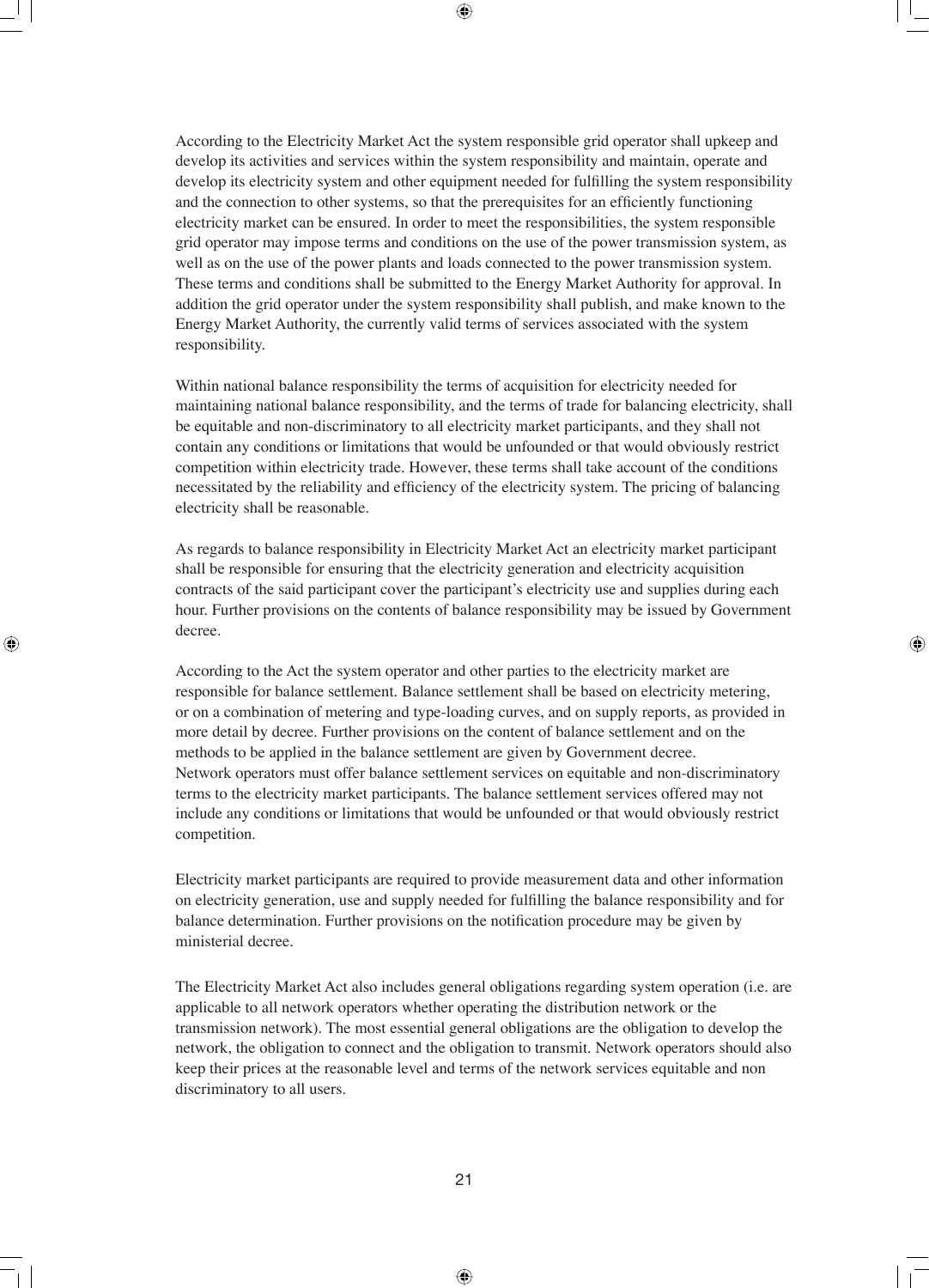According to the Electricity Market Act the system responsible grid operator shall upkeep and develop its activities and services within the system responsibility and maintain, operate and develop its electricity system and other equipment needed for fulfilling the system responsibility and the connection to other systems, so that the prerequisites for an efficiently functioning electricity market can be ensured. In order to meet the responsibilities, the system responsible grid operator may impose terms and conditions on the use of the power transmission system, as well as on the use of the power plants and loads connected to the power transmission system. These terms and conditions shall be submitted to the Energy Market Authority for approval. In addition the grid operator under the system responsibility shall publish, and make known to the Energy Market Authority, the currently valid terms of services associated with the system responsibility.

Within national balance responsibility the terms of acquisition for electricity needed for maintaining national balance responsibility, and the terms of trade for balancing electricity, shall be equitable and non-discriminatory to all electricity market participants, and they shall not contain any conditions or limitations that would be unfounded or that would obviously restrict competition within electricity trade. However, these terms shall take account of the conditions necessitated by the reliability and efficiency of the electricity system. The pricing of balancing electricity shall be reasonable.

As regards to balance responsibility in Electricity Market Act an electricity market participant shall be responsible for ensuring that the electricity generation and electricity acquisition contracts of the said participant cover the participant's electricity use and supplies during each hour. Further provisions on the contents of balance responsibility may be issued by Government decree.

According to the Act the system operator and other parties to the electricity market are responsible for balance settlement. Balance settlement shall be based on electricity metering, or on a combination of metering and type-loading curves, and on supply reports, as provided in more detail by decree. Further provisions on the content of balance settlement and on the methods to be applied in the balance settlement are given by Government decree. Network operators must offer balance settlement services on equitable and non-discriminatory terms to the electricity market participants. The balance settlement services offered may not include any conditions or limitations that would be unfounded or that would obviously restrict competition.

Electricity market participants are required to provide measurement data and other information on electricity generation, use and supply needed for fulfilling the balance responsibility and for balance determination. Further provisions on the notification procedure may be given by ministerial decree.

The Electricity Market Act also includes general obligations regarding system operation (i.e. are applicable to all network operators whether operating the distribution network or the transmission network). The most essential general obligations are the obligation to develop the network, the obligation to connect and the obligation to transmit. Network operators should also keep their prices at the reasonable level and terms of the network services equitable and non discriminatory to all users.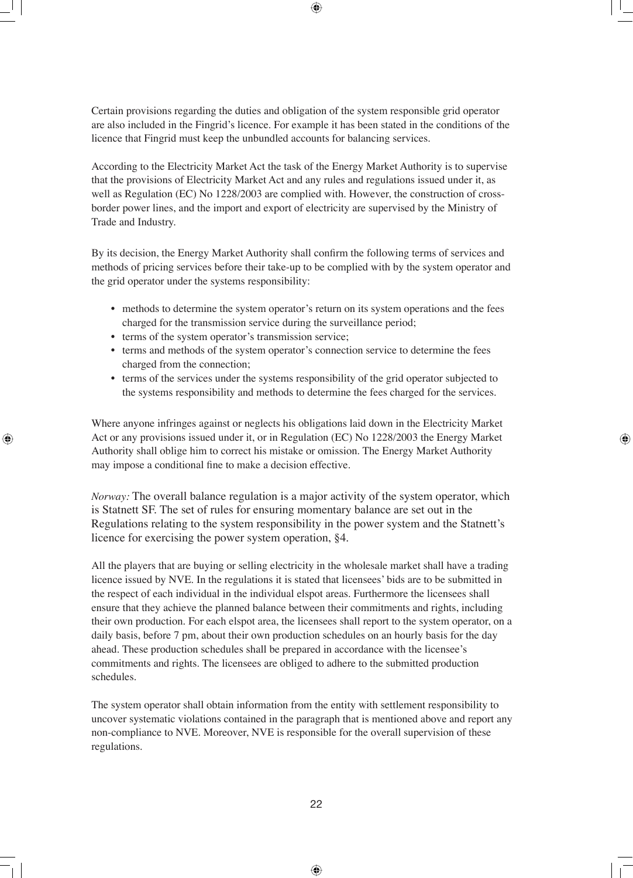Certain provisions regarding the duties and obligation of the system responsible grid operator are also included in the Fingrid's licence. For example it has been stated in the conditions of the licence that Fingrid must keep the unbundled accounts for balancing services.

According to the Electricity Market Act the task of the Energy Market Authority is to supervise that the provisions of Electricity Market Act and any rules and regulations issued under it, as well as Regulation (EC) No 1228/2003 are complied with. However, the construction of cross-border power lines, and the import and export of electricity are supervised by the Ministry of Trade and Industry.

By its decision, the Energy Market Authority shall confirm the following terms of services and methods of pricing services before their take-up to be complied with by the system operator and the grid operator under the systems responsibility:

- methods to determine the system operator's return on its system operations and the fees charged for the transmission service during the surveillance period;
- terms of the system operator's transmission service;
- terms and methods of the system operator's connection service to determine the fees charged from the connection;
- terms of the services under the systems responsibility of the grid operator subjected to the systems responsibility and methods to determine the fees charged for the services.

Where anyone infringes against or neglects his obligations laid down in the Electricity Market Act or any provisions issued under it, or in Regulation (EC) No 1228/2003 the Energy Market Authority shall oblige him to correct his mistake or omission. The Energy Market Authority may impose a conditional fine to make a decision effective.

*Norway:* The overall balance regulation is a major activity of the system operator, which is Statnett SF. The set of rules for ensuring momentary balance are set out in the Regulations relating to the system responsibility in the power system and the Statnett's licence for exercising the power system operation, §4.

All the players that are buying or selling electricity in the wholesale market shall have a trading licence issued by NVE. In the regulations it is stated that licensees' bids are to be submitted in the respect of each individual in the individual elspot areas. Furthermore the licensees shall ensure that they achieve the planned balance between their commitments and rights, including their own production. For each elspot area, the licensees shall report to the system operator, on a daily basis, before 7 pm, about their own production schedules on an hourly basis for the day ahead. These production schedules shall be prepared in accordance with the licensee's commitments and rights. The licensees are obliged to adhere to the submitted production schedules.

The system operator shall obtain information from the entity with settlement responsibility to uncover systematic violations contained in the paragraph that is mentioned above and report any non-compliance to NVE. Moreover, NVE is responsible for the overall supervision of these regulations.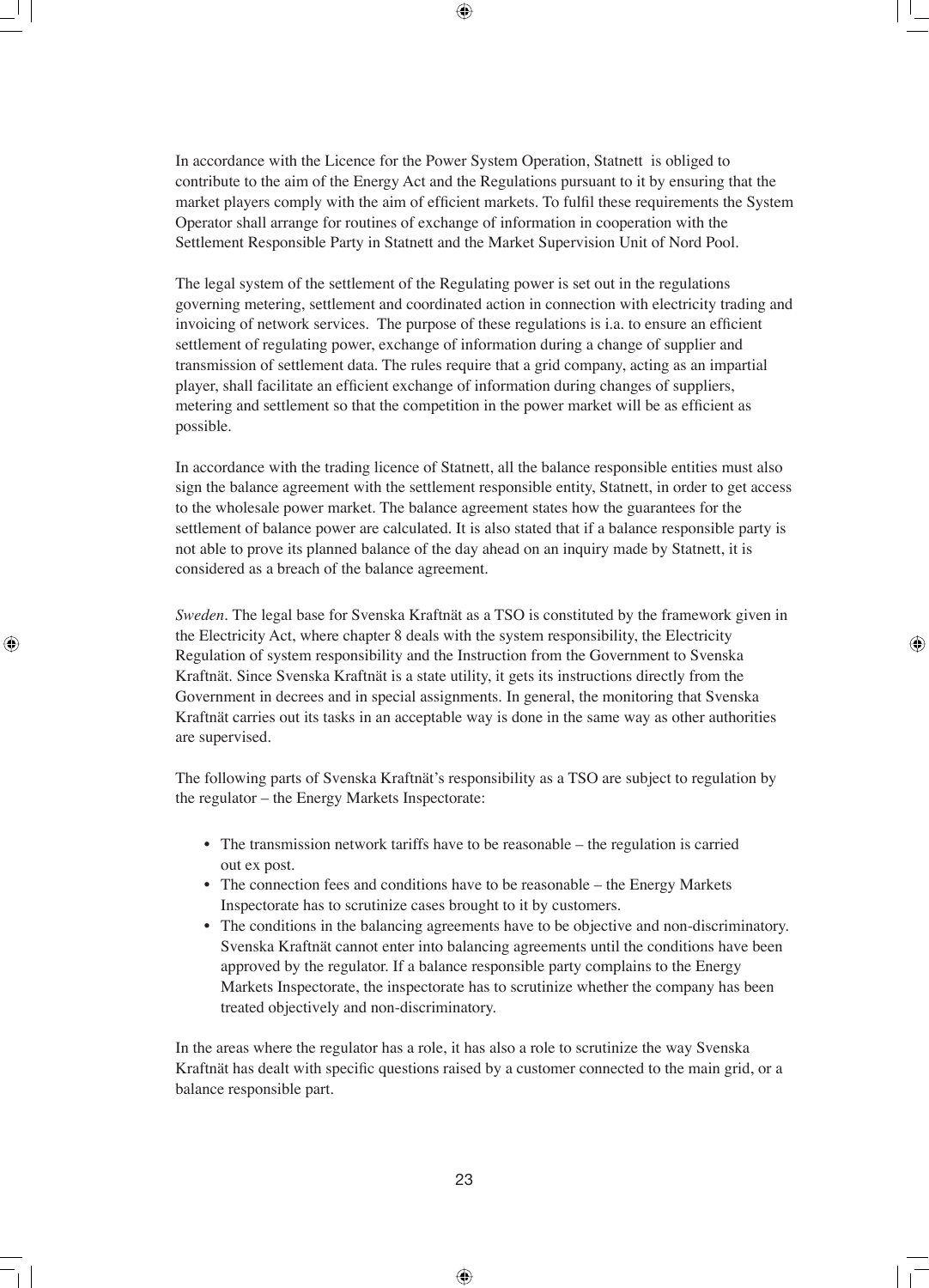In accordance with the Licence for the Power System Operation, Statnett is obliged to contribute to the aim of the Energy Act and the Regulations pursuant to it by ensuring that the market players comply with the aim of efficient markets. To fulfil these requirements the System Operator shall arrange for routines of exchange of information in cooperation with the Settlement Responsible Party in Statnett and the Market Supervision Unit of Nord Pool.

The legal system of the settlement of the Regulating power is set out in the regulations governing metering, settlement and coordinated action in connection with electricity trading and invoicing of network services. The purpose of these regulations is i.a. to ensure an efficient settlement of regulating power, exchange of information during a change of supplier and transmission of settlement data. The rules require that a grid company, acting as an impartial player, shall facilitate an efficient exchange of information during changes of suppliers, metering and settlement so that the competition in the power market will be as efficient as possible.

In accordance with the trading licence of Statnett, all the balance responsible entities must also sign the balance agreement with the settlement responsible entity, Statnett, in order to get access to the wholesale power market. The balance agreement states how the guarantees for the settlement of balance power are calculated. It is also stated that if a balance responsible party is not able to prove its planned balance of the day ahead on an inquiry made by Statnett, it is considered as a breach of the balance agreement.

*Sweden*. The legal base for Svenska Kraftnät as a TSO is constituted by the framework given in the Electricity Act, where chapter 8 deals with the system responsibility, the Electricity Regulation of system responsibility and the Instruction from the Government to Svenska Kraftnät. Since Svenska Kraftnät is a state utility, it gets its instructions directly from the Government in decrees and in special assignments. In general, the monitoring that Svenska Kraftnät carries out its tasks in an acceptable way is done in the same way as other authorities are supervised.

The following parts of Svenska Kraftnät's responsibility as a TSO are subject to regulation by the regulator – the Energy Markets Inspectorate:

- The transmission network tariffs have to be reasonable – the regulation is carried out ex post.
- The connection fees and conditions have to be reasonable – the Energy Markets Inspectorate has to scrutinize cases brought to it by customers.
- The conditions in the balancing agreements have to be objective and non-discriminatory. Svenska Kraftnät cannot enter into balancing agreements until the conditions have been approved by the regulator. If a balance responsible party complains to the Energy Markets Inspectorate, the inspectorate has to scrutinize whether the company has been treated objectively and non-discriminatory.

In the areas where the regulator has a role, it has also a role to scrutinize the way Svenska Kraftnät has dealt with specific questions raised by a customer connected to the main grid, or a balance responsible part.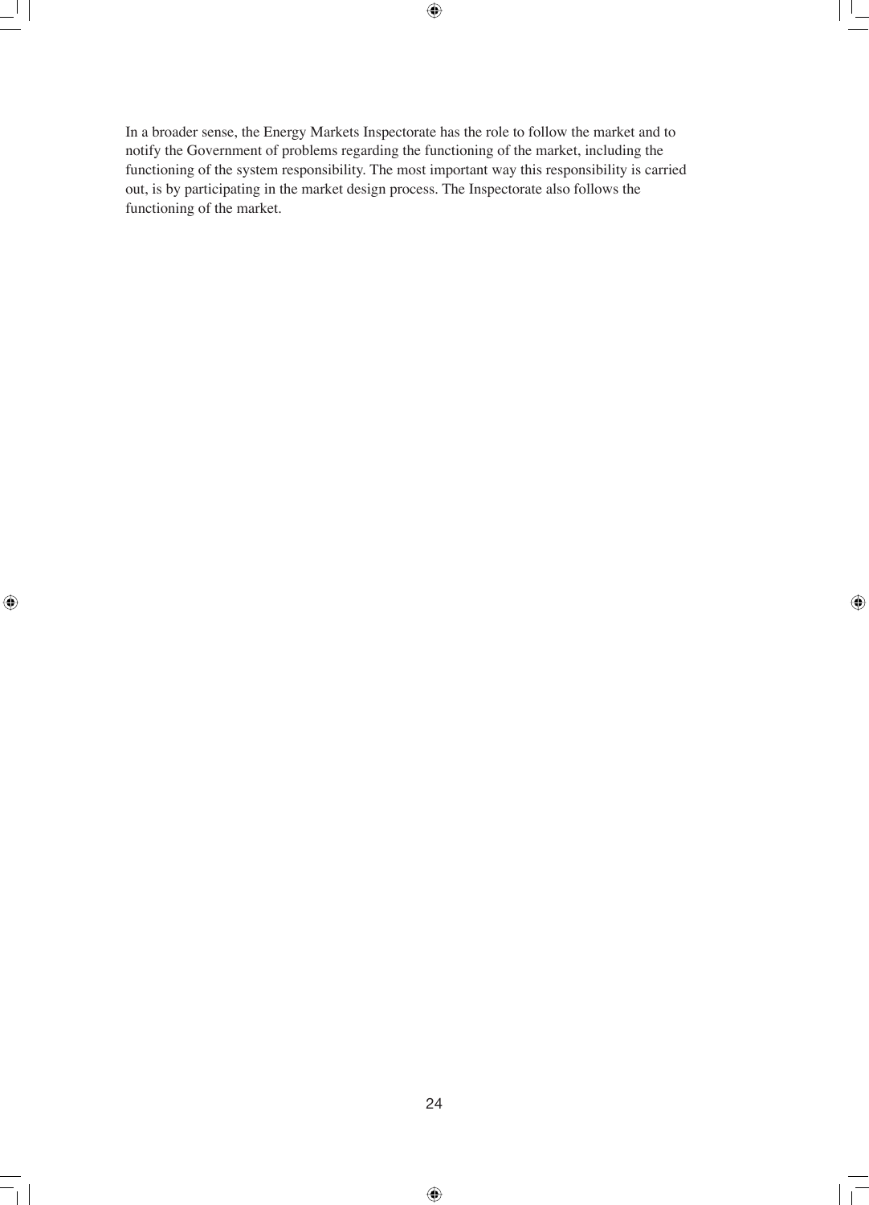In a broader sense, the Energy Markets Inspectorate has the role to follow the market and to notify the Government of problems regarding the functioning of the market, including the functioning of the system responsibility. The most important way this responsibility is carried out, is by participating in the market design process. The Inspectorate also follows the functioning of the market.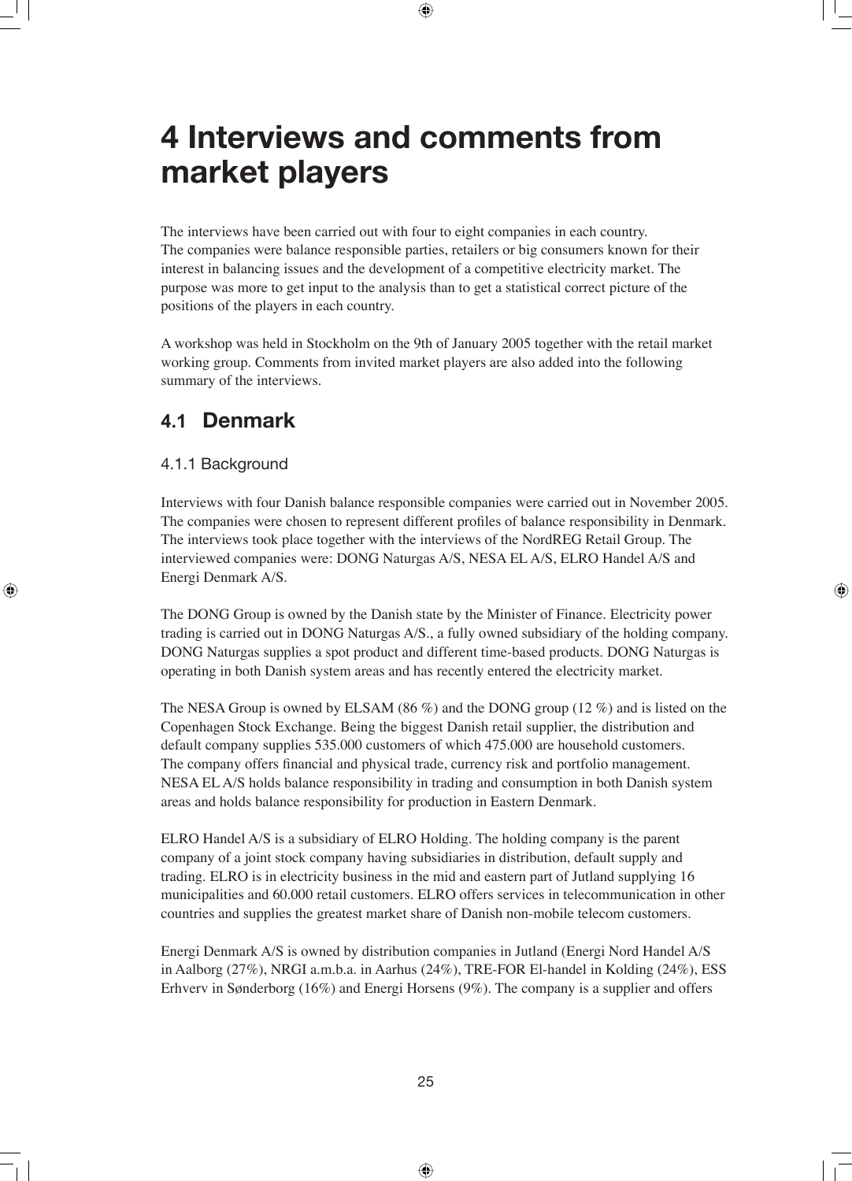# 4 Interviews and comments from market players

The interviews have been carried out with four to eight companies in each country. The companies were balance responsible parties, retailers or big consumers known for their interest in balancing issues and the development of a competitive electricity market. The purpose was more to get input to the analysis than to get a statistical correct picture of the positions of the players in each country.

A workshop was held in Stockholm on the 9th of January 2005 together with the retail market working group. Comments from invited market players are also added into the following summary of the interviews.

## 4.1 Denmark

### 4.1.1 Background

Interviews with four Danish balance responsible companies were carried out in November 2005. The companies were chosen to represent different profiles of balance responsibility in Denmark. The interviews took place together with the interviews of the NordREG Retail Group. The interviewed companies were: DONG Naturgas A/S, NESA EL A/S, ELRO Handel A/S and Energi Denmark A/S.

The DONG Group is owned by the Danish state by the Minister of Finance. Electricity power trading is carried out in DONG Naturgas A/S., a fully owned subsidiary of the holding company. DONG Naturgas supplies a spot product and different time-based products. DONG Naturgas is operating in both Danish system areas and has recently entered the electricity market.

The NESA Group is owned by ELSAM (86 %) and the DONG group (12 %) and is listed on the Copenhagen Stock Exchange. Being the biggest Danish retail supplier, the distribution and default company supplies 535.000 customers of which 475.000 are household customers. The company offers financial and physical trade, currency risk and portfolio management. NESA EL A/S holds balance responsibility in trading and consumption in both Danish system areas and holds balance responsibility for production in Eastern Denmark.

ELRO Handel A/S is a subsidiary of ELRO Holding. The holding company is the parent company of a joint stock company having subsidiaries in distribution, default supply and trading. ELRO is in electricity business in the mid and eastern part of Jutland supplying 16 municipalities and 60.000 retail customers. ELRO offers services in telecommunication in other countries and supplies the greatest market share of Danish non-mobile telecom customers.

Energi Denmark A/S is owned by distribution companies in Jutland (Energi Nord Handel A/S in Aalborg (27%), NRGI a.m.b.a. in Aarhus (24%), TRE-FOR El-handel in Kolding (24%), ESS Erhverv in Sønderborg (16%) and Energi Horsens (9%). The company is a supplier and offers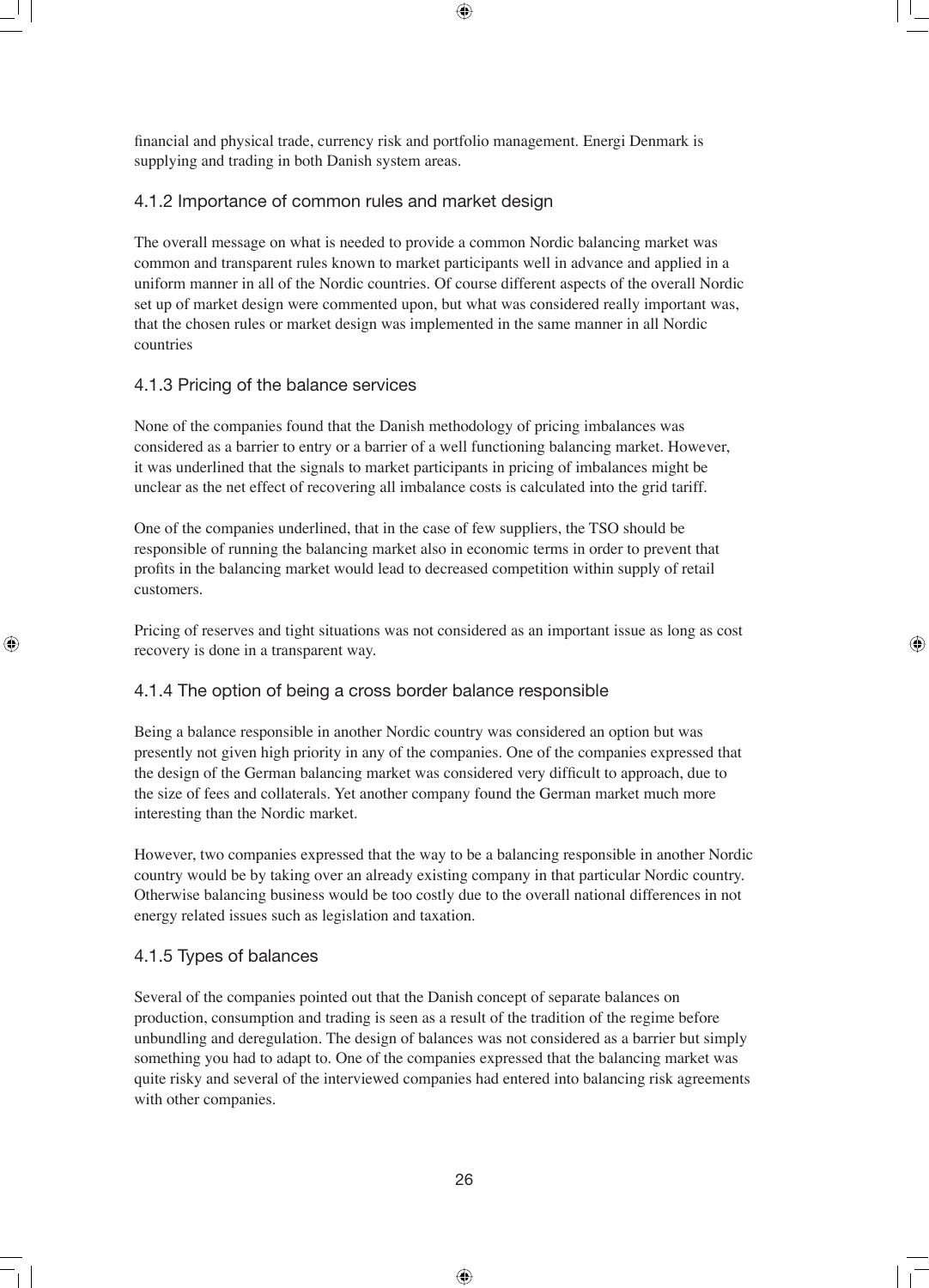financial and physical trade, currency risk and portfolio management. Energi Denmark is supplying and trading in both Danish system areas.

### 4.1.2 Importance of common rules and market design

The overall message on what is needed to provide a common Nordic balancing market was common and transparent rules known to market participants well in advance and applied in a uniform manner in all of the Nordic countries. Of course different aspects of the overall Nordic set up of market design were commented upon, but what was considered really important was, that the chosen rules or market design was implemented in the same manner in all Nordic countries

### 4.1.3 Pricing of the balance services

None of the companies found that the Danish methodology of pricing imbalances was considered as a barrier to entry or a barrier of a well functioning balancing market. However, it was underlined that the signals to market participants in pricing of imbalances might be unclear as the net effect of recovering all imbalance costs is calculated into the grid tariff.

One of the companies underlined, that in the case of few suppliers, the TSO should be responsible of running the balancing market also in economic terms in order to prevent that profits in the balancing market would lead to decreased competition within supply of retail customers.

Pricing of reserves and tight situations was not considered as an important issue as long as cost recovery is done in a transparent way.

### 4.1.4 The option of being a cross border balance responsible

Being a balance responsible in another Nordic country was considered an option but was presently not given high priority in any of the companies. One of the companies expressed that the design of the German balancing market was considered very difficult to approach, due to the size of fees and collaterals. Yet another company found the German market much more interesting than the Nordic market.

However, two companies expressed that the way to be a balancing responsible in another Nordic country would be by taking over an already existing company in that particular Nordic country. Otherwise balancing business would be too costly due to the overall national differences in not energy related issues such as legislation and taxation.

### 4.1.5 Types of balances

Several of the companies pointed out that the Danish concept of separate balances on production, consumption and trading is seen as a result of the tradition of the regime before unbundling and deregulation. The design of balances was not considered as a barrier but simply something you had to adapt to. One of the companies expressed that the balancing market was quite risky and several of the interviewed companies had entered into balancing risk agreements with other companies.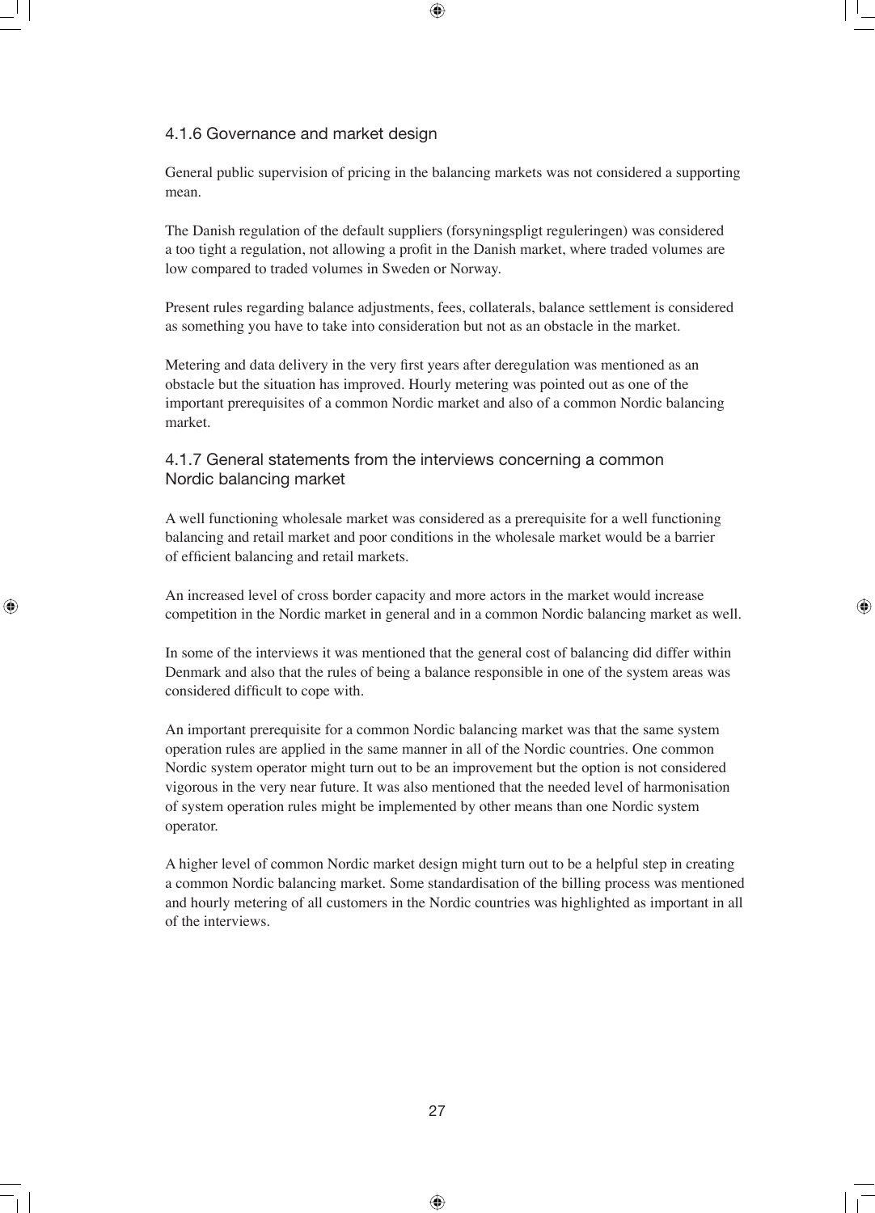### 4.1.6 Governance and market design

General public supervision of pricing in the balancing markets was not considered a supporting mean.

The Danish regulation of the default suppliers (forsyningspligt reguleringen) was considered a too tight a regulation, not allowing a profit in the Danish market, where traded volumes are low compared to traded volumes in Sweden or Norway.

Present rules regarding balance adjustments, fees, collaterals, balance settlement is considered as something you have to take into consideration but not as an obstacle in the market.

Metering and data delivery in the very first years after deregulation was mentioned as an obstacle but the situation has improved. Hourly metering was pointed out as one of the important prerequisites of a common Nordic market and also of a common Nordic balancing market.

### 4.1.7 General statements from the interviews concerning a common Nordic balancing market

A well functioning wholesale market was considered as a prerequisite for a well functioning balancing and retail market and poor conditions in the wholesale market would be a barrier of efficient balancing and retail markets.

An increased level of cross border capacity and more actors in the market would increase competition in the Nordic market in general and in a common Nordic balancing market as well.

In some of the interviews it was mentioned that the general cost of balancing did differ within Denmark and also that the rules of being a balance responsible in one of the system areas was considered difficult to cope with.

An important prerequisite for a common Nordic balancing market was that the same system operation rules are applied in the same manner in all of the Nordic countries. One common Nordic system operator might turn out to be an improvement but the option is not considered vigorous in the very near future. It was also mentioned that the needed level of harmonisation of system operation rules might be implemented by other means than one Nordic system operator.

A higher level of common Nordic market design might turn out to be a helpful step in creating a common Nordic balancing market. Some standardisation of the billing process was mentioned and hourly metering of all customers in the Nordic countries was highlighted as important in all of the interviews.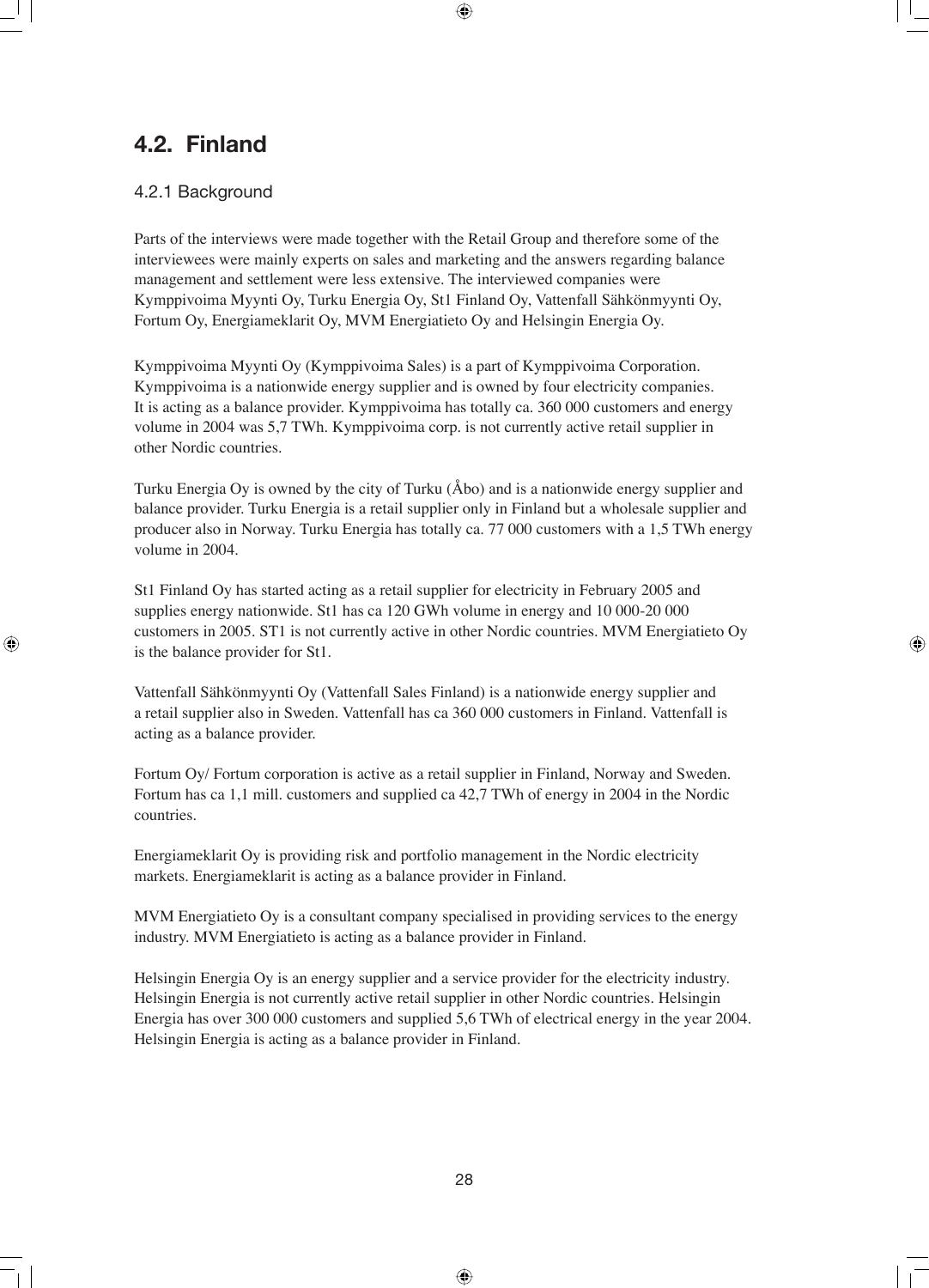## 4.2. Finland

### 4.2.1 Background

Parts of the interviews were made together with the Retail Group and therefore some of the interviewees were mainly experts on sales and marketing and the answers regarding balance management and settlement were less extensive. The interviewed companies were Kymppivoima Myynti Oy, Turku Energia Oy, St1 Finland Oy, Vattenfall Sähkönmyynti Oy, Fortum Oy, Energiameklarit Oy, MVM Energiatieto Oy and Helsingin Energia Oy.

Kymppivoima Myynti Oy (Kymppivoima Sales) is a part of Kymppivoima Corporation. Kymppivoima is a nationwide energy supplier and is owned by four electricity companies. It is acting as a balance provider. Kymppivoima has totally ca. 360 000 customers and energy volume in 2004 was 5,7 TWh. Kymppivoima corp. is not currently active retail supplier in other Nordic countries.

Turku Energia Oy is owned by the city of Turku (Åbo) and is a nationwide energy supplier and balance provider. Turku Energia is a retail supplier only in Finland but a wholesale supplier and producer also in Norway. Turku Energia has totally ca. 77 000 customers with a 1,5 TWh energy volume in 2004.

St1 Finland Oy has started acting as a retail supplier for electricity in February 2005 and supplies energy nationwide. St1 has ca 120 GWh volume in energy and 10 000-20 000 customers in 2005. ST1 is not currently active in other Nordic countries. MVM Energiatieto Oy is the balance provider for St1.

Vattenfall Sähkönmyynti Oy (Vattenfall Sales Finland) is a nationwide energy supplier and a retail supplier also in Sweden. Vattenfall has ca 360 000 customers in Finland. Vattenfall is acting as a balance provider.

Fortum Oy/ Fortum corporation is active as a retail supplier in Finland, Norway and Sweden. Fortum has ca 1,1 mill. customers and supplied ca 42,7 TWh of energy in 2004 in the Nordic countries.

Energiameklarit Oy is providing risk and portfolio management in the Nordic electricity markets. Energiameklarit is acting as a balance provider in Finland.

MVM Energiatieto Oy is a consultant company specialised in providing services to the energy industry. MVM Energiatieto is acting as a balance provider in Finland.

Helsingin Energia Oy is an energy supplier and a service provider for the electricity industry. Helsingin Energia is not currently active retail supplier in other Nordic countries. Helsingin Energia has over 300 000 customers and supplied 5,6 TWh of electrical energy in the year 2004. Helsingin Energia is acting as a balance provider in Finland.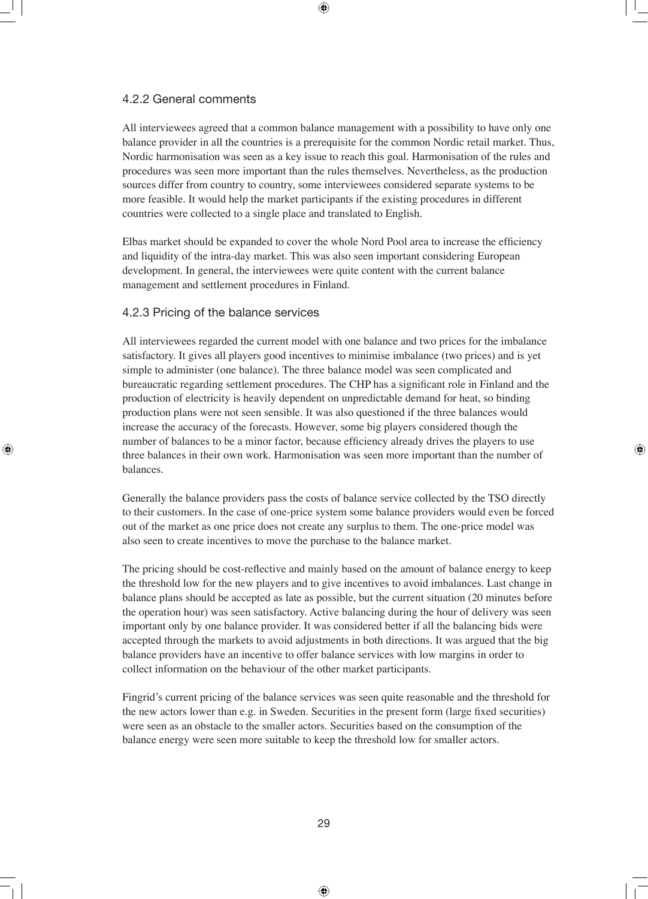### 4.2.2 General comments

All interviewees agreed that a common balance management with a possibility to have only one balance provider in all the countries is a prerequisite for the common Nordic retail market. Thus, Nordic harmonisation was seen as a key issue to reach this goal. Harmonisation of the rules and procedures was seen more important than the rules themselves. Nevertheless, as the production sources differ from country to country, some interviewees considered separate systems to be more feasible. It would help the market participants if the existing procedures in different countries were collected to a single place and translated to English.

Elbas market should be expanded to cover the whole Nord Pool area to increase the efficiency and liquidity of the intra-day market. This was also seen important considering European development. In general, the interviewees were quite content with the current balance management and settlement procedures in Finland.

### 4.2.3 Pricing of the balance services

All interviewees regarded the current model with one balance and two prices for the imbalance satisfactory. It gives all players good incentives to minimise imbalance (two prices) and is yet simple to administer (one balance). The three balance model was seen complicated and bureaucratic regarding settlement procedures. The CHP has a significant role in Finland and the production of electricity is heavily dependent on unpredictable demand for heat, so binding production plans were not seen sensible. It was also questioned if the three balances would increase the accuracy of the forecasts. However, some big players considered though the number of balances to be a minor factor, because efficiency already drives the players to use three balances in their own work. Harmonisation was seen more important than the number of balances.

Generally the balance providers pass the costs of balance service collected by the TSO directly to their customers. In the case of one-price system some balance providers would even be forced out of the market as one price does not create any surplus to them. The one-price model was also seen to create incentives to move the purchase to the balance market.

The pricing should be cost-reflective and mainly based on the amount of balance energy to keep the threshold low for the new players and to give incentives to avoid imbalances. Last change in balance plans should be accepted as late as possible, but the current situation (20 minutes before the operation hour) was seen satisfactory. Active balancing during the hour of delivery was seen important only by one balance provider. It was considered better if all the balancing bids were accepted through the markets to avoid adjustments in both directions. It was argued that the big balance providers have an incentive to offer balance services with low margins in order to collect information on the behaviour of the other market participants.

Fingrid's current pricing of the balance services was seen quite reasonable and the threshold for the new actors lower than e.g. in Sweden. Securities in the present form (large fixed securities) were seen as an obstacle to the smaller actors. Securities based on the consumption of the balance energy were seen more suitable to keep the threshold low for smaller actors.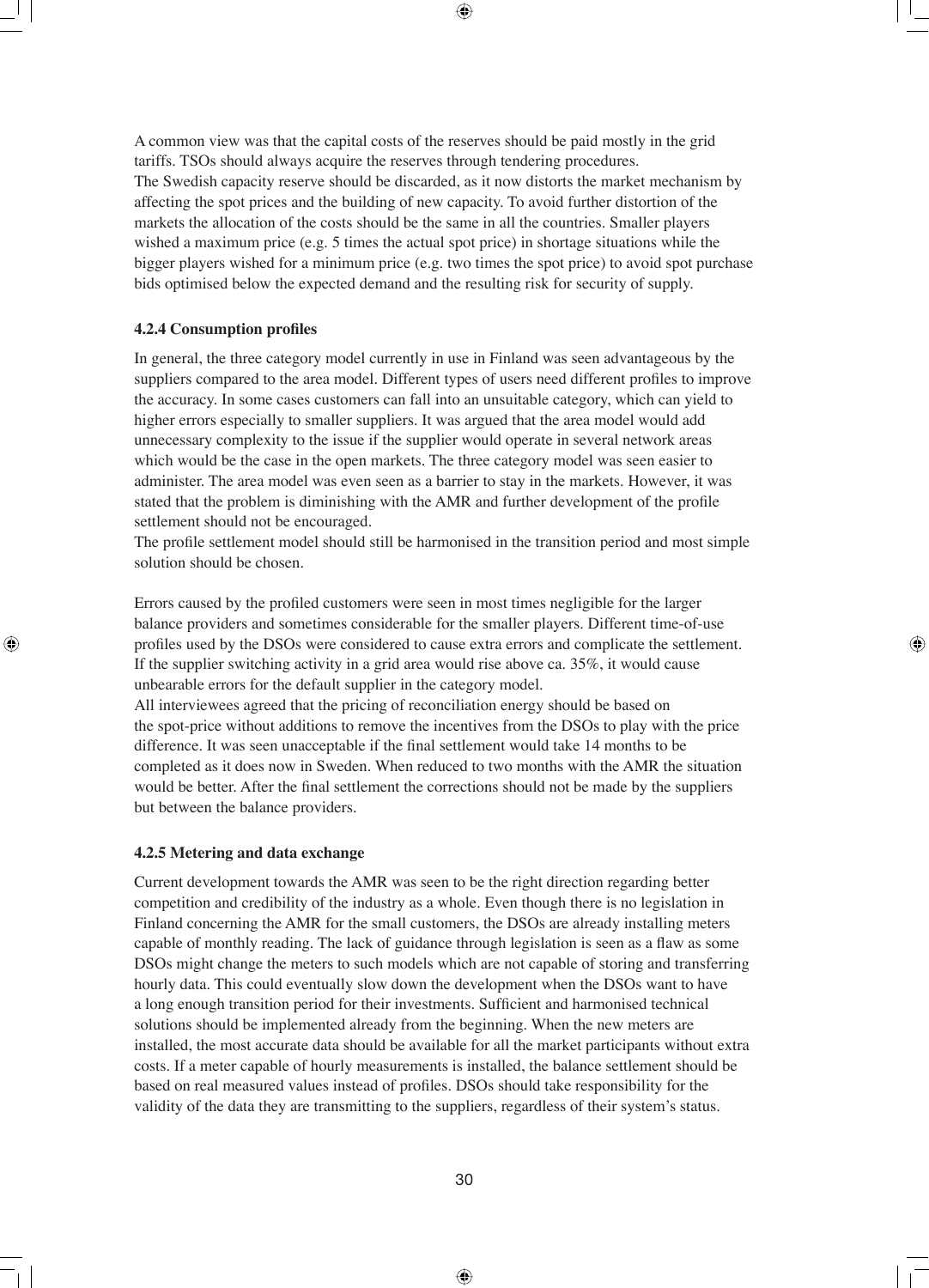A common view was that the capital costs of the reserves should be paid mostly in the grid tariffs. TSOs should always acquire the reserves through tendering procedures.
The Swedish capacity reserve should be discarded, as it now distorts the market mechanism by affecting the spot prices and the building of new capacity. To avoid further distortion of the markets the allocation of the costs should be the same in all the countries. Smaller players wished a maximum price (e.g. 5 times the actual spot price) in shortage situations while the bigger players wished for a minimum price (e.g. two times the spot price) to avoid spot purchase bids optimised below the expected demand and the resulting risk for security of supply.

#### 4.2.4 Consumption profiles

In general, the three category model currently in use in Finland was seen advantageous by the suppliers compared to the area model. Different types of users need different profiles to improve the accuracy. In some cases customers can fall into an unsuitable category, which can yield to higher errors especially to smaller suppliers. It was argued that the area model would add unnecessary complexity to the issue if the supplier would operate in several network areas which would be the case in the open markets. The three category model was seen easier to administer. The area model was even seen as a barrier to stay in the markets. However, it was stated that the problem is diminishing with the AMR and further development of the profile settlement should not be encouraged.
The profile settlement model should still be harmonised in the transition period and most simple solution should be chosen.

Errors caused by the profiled customers were seen in most times negligible for the larger balance providers and sometimes considerable for the smaller players. Different time-of-use profiles used by the DSOs were considered to cause extra errors and complicate the settlement. If the supplier switching activity in a grid area would rise above ca. 35%, it would cause unbearable errors for the default supplier in the category model.
All interviewees agreed that the pricing of reconciliation energy should be based on the spot-price without additions to remove the incentives from the DSOs to play with the price difference. It was seen unacceptable if the final settlement would take 14 months to be completed as it does now in Sweden. When reduced to two months with the AMR the situation would be better. After the final settlement the corrections should not be made by the suppliers but between the balance providers.

#### 4.2.5 Metering and data exchange

Current development towards the AMR was seen to be the right direction regarding better competition and credibility of the industry as a whole. Even though there is no legislation in Finland concerning the AMR for the small customers, the DSOs are already installing meters capable of monthly reading. The lack of guidance through legislation is seen as a flaw as some DSOs might change the meters to such models which are not capable of storing and transferring hourly data. This could eventually slow down the development when the DSOs want to have a long enough transition period for their investments. Sufficient and harmonised technical solutions should be implemented already from the beginning. When the new meters are installed, the most accurate data should be available for all the market participants without extra costs. If a meter capable of hourly measurements is installed, the balance settlement should be based on real measured values instead of profiles. DSOs should take responsibility for the validity of the data they are transmitting to the suppliers, regardless of their system's status.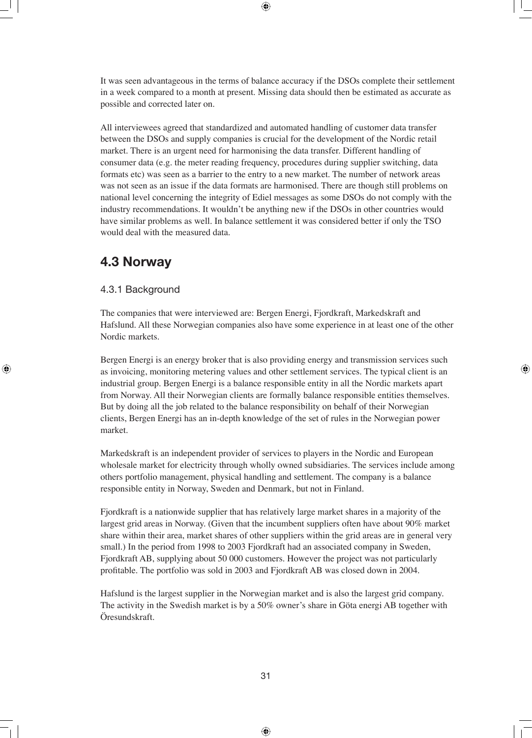It was seen advantageous in the terms of balance accuracy if the DSOs complete their settlement in a week compared to a month at present. Missing data should then be estimated as accurate as possible and corrected later on.

All interviewees agreed that standardized and automated handling of customer data transfer between the DSOs and supply companies is crucial for the development of the Nordic retail market. There is an urgent need for harmonising the data transfer. Different handling of consumer data (e.g. the meter reading frequency, procedures during supplier switching, data formats etc) was seen as a barrier to the entry to a new market. The number of network areas was not seen as an issue if the data formats are harmonised. There are though still problems on national level concerning the integrity of Ediel messages as some DSOs do not comply with the industry recommendations. It wouldn't be anything new if the DSOs in other countries would have similar problems as well. In balance settlement it was considered better if only the TSO would deal with the measured data.

## 4.3 Norway

### 4.3.1 Background

The companies that were interviewed are: Bergen Energi, Fjordkraft, Markedskraft and Hafslund. All these Norwegian companies also have some experience in at least one of the other Nordic markets.

Bergen Energi is an energy broker that is also providing energy and transmission services such as invoicing, monitoring metering values and other settlement services. The typical client is an industrial group. Bergen Energi is a balance responsible entity in all the Nordic markets apart from Norway. All their Norwegian clients are formally balance responsible entities themselves. But by doing all the job related to the balance responsibility on behalf of their Norwegian clients, Bergen Energi has an in-depth knowledge of the set of rules in the Norwegian power market.

Markedskraft is an independent provider of services to players in the Nordic and European wholesale market for electricity through wholly owned subsidiaries. The services include among others portfolio management, physical handling and settlement. The company is a balance responsible entity in Norway, Sweden and Denmark, but not in Finland.

Fjordkraft is a nationwide supplier that has relatively large market shares in a majority of the largest grid areas in Norway. (Given that the incumbent suppliers often have about 90% market share within their area, market shares of other suppliers within the grid areas are in general very small.) In the period from 1998 to 2003 Fjordkraft had an associated company in Sweden, Fjordkraft AB, supplying about 50 000 customers. However the project was not particularly profitable. The portfolio was sold in 2003 and Fjordkraft AB was closed down in 2004.

Hafslund is the largest supplier in the Norwegian market and is also the largest grid company. The activity in the Swedish market is by a 50% owner's share in Göta energi AB together with Öresundskraft.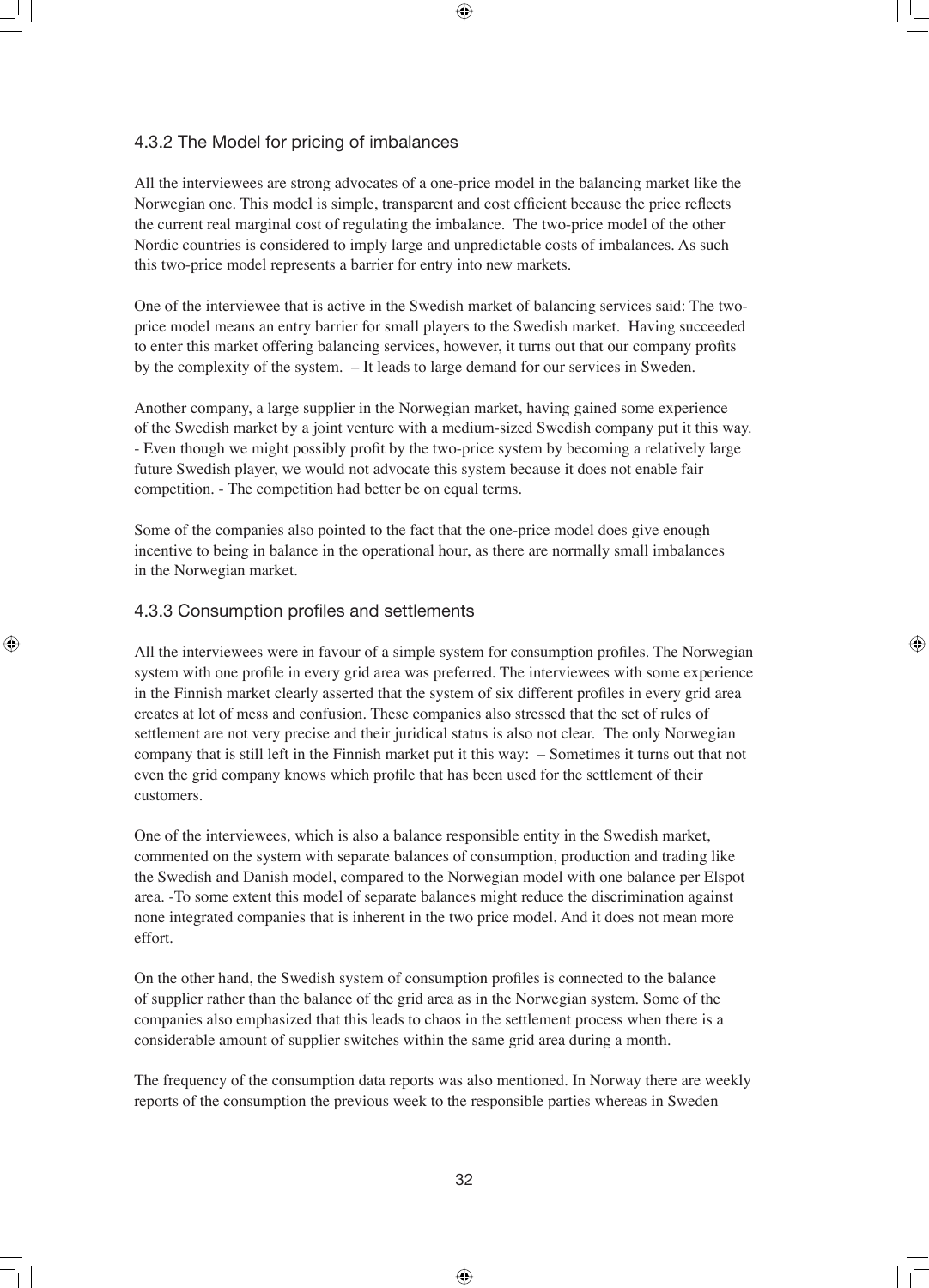### 4.3.2 The Model for pricing of imbalances

All the interviewees are strong advocates of a one-price model in the balancing market like the Norwegian one. This model is simple, transparent and cost efficient because the price reflects the current real marginal cost of regulating the imbalance. The two-price model of the other Nordic countries is considered to imply large and unpredictable costs of imbalances. As such this two-price model represents a barrier for entry into new markets.

One of the interviewee that is active in the Swedish market of balancing services said: The two-price model means an entry barrier for small players to the Swedish market. Having succeeded to enter this market offering balancing services, however, it turns out that our company profits by the complexity of the system. – It leads to large demand for our services in Sweden.

Another company, a large supplier in the Norwegian market, having gained some experience of the Swedish market by a joint venture with a medium-sized Swedish company put it this way. - Even though we might possibly profit by the two-price system by becoming a relatively large future Swedish player, we would not advocate this system because it does not enable fair competition. - The competition had better be on equal terms.

Some of the companies also pointed to the fact that the one-price model does give enough incentive to being in balance in the operational hour, as there are normally small imbalances in the Norwegian market.

### 4.3.3 Consumption profiles and settlements

All the interviewees were in favour of a simple system for consumption profiles. The Norwegian system with one profile in every grid area was preferred. The interviewees with some experience in the Finnish market clearly asserted that the system of six different profiles in every grid area creates at lot of mess and confusion. These companies also stressed that the set of rules of settlement are not very precise and their juridical status is also not clear. The only Norwegian company that is still left in the Finnish market put it this way: – Sometimes it turns out that not even the grid company knows which profile that has been used for the settlement of their customers.

One of the interviewees, which is also a balance responsible entity in the Swedish market, commented on the system with separate balances of consumption, production and trading like the Swedish and Danish model, compared to the Norwegian model with one balance per Elspot area. -To some extent this model of separate balances might reduce the discrimination against none integrated companies that is inherent in the two price model. And it does not mean more effort.

On the other hand, the Swedish system of consumption profiles is connected to the balance of supplier rather than the balance of the grid area as in the Norwegian system. Some of the companies also emphasized that this leads to chaos in the settlement process when there is a considerable amount of supplier switches within the same grid area during a month.

The frequency of the consumption data reports was also mentioned. In Norway there are weekly reports of the consumption the previous week to the responsible parties whereas in Sweden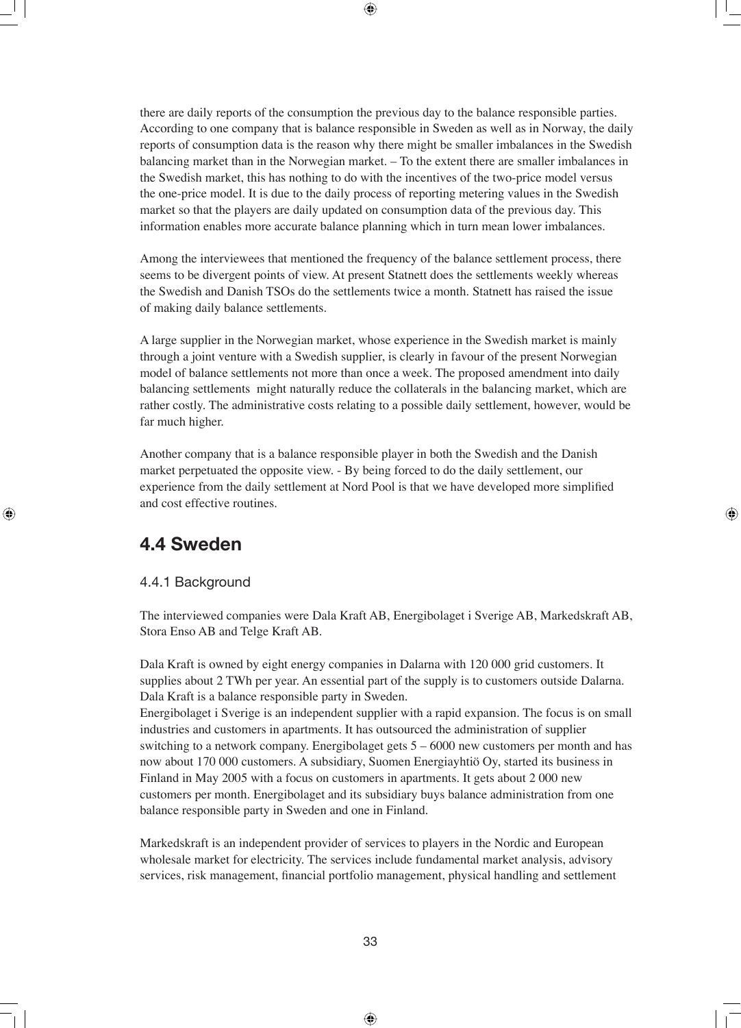there are daily reports of the consumption the previous day to the balance responsible parties. According to one company that is balance responsible in Sweden as well as in Norway, the daily reports of consumption data is the reason why there might be smaller imbalances in the Swedish balancing market than in the Norwegian market. – To the extent there are smaller imbalances in the Swedish market, this has nothing to do with the incentives of the two-price model versus the one-price model. It is due to the daily process of reporting metering values in the Swedish market so that the players are daily updated on consumption data of the previous day. This information enables more accurate balance planning which in turn mean lower imbalances.

Among the interviewees that mentioned the frequency of the balance settlement process, there seems to be divergent points of view. At present Statnett does the settlements weekly whereas the Swedish and Danish TSOs do the settlements twice a month. Statnett has raised the issue of making daily balance settlements.

A large supplier in the Norwegian market, whose experience in the Swedish market is mainly through a joint venture with a Swedish supplier, is clearly in favour of the present Norwegian model of balance settlements not more than once a week. The proposed amendment into daily balancing settlements might naturally reduce the collaterals in the balancing market, which are rather costly. The administrative costs relating to a possible daily settlement, however, would be far much higher.

Another company that is a balance responsible player in both the Swedish and the Danish market perpetuated the opposite view. - By being forced to do the daily settlement, our experience from the daily settlement at Nord Pool is that we have developed more simplified and cost effective routines.

## 4.4 Sweden

### 4.4.1 Background

The interviewed companies were Dala Kraft AB, Energibolaget i Sverige AB, Markedskraft AB, Stora Enso AB and Telge Kraft AB.

Dala Kraft is owned by eight energy companies in Dalarna with 120 000 grid customers. It supplies about 2 TWh per year. An essential part of the supply is to customers outside Dalarna. Dala Kraft is a balance responsible party in Sweden.
Energibolaget i Sverige is an independent supplier with a rapid expansion. The focus is on small industries and customers in apartments. It has outsourced the administration of supplier switching to a network company. Energibolaget gets 5 – 6000 new customers per month and has now about 170 000 customers. A subsidiary, Suomen Energiayhtiö Oy, started its business in Finland in May 2005 with a focus on customers in apartments. It gets about 2 000 new customers per month. Energibolaget and its subsidiary buys balance administration from one balance responsible party in Sweden and one in Finland.

Markedskraft is an independent provider of services to players in the Nordic and European wholesale market for electricity. The services include fundamental market analysis, advisory services, risk management, financial portfolio management, physical handling and settlement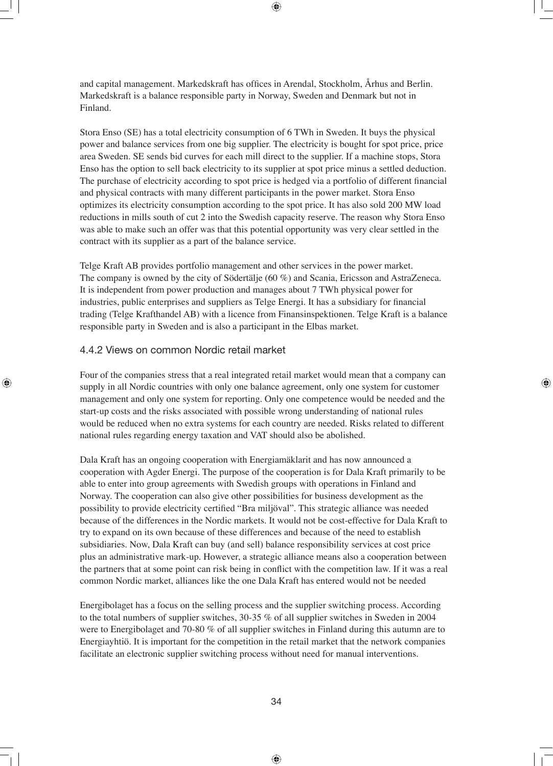and capital management. Markedskraft has offices in Arendal, Stockholm, Århus and Berlin. Markedskraft is a balance responsible party in Norway, Sweden and Denmark but not in Finland.

Stora Enso (SE) has a total electricity consumption of 6 TWh in Sweden. It buys the physical power and balance services from one big supplier. The electricity is bought for spot price, price area Sweden. SE sends bid curves for each mill direct to the supplier. If a machine stops, Stora Enso has the option to sell back electricity to its supplier at spot price minus a settled deduction. The purchase of electricity according to spot price is hedged via a portfolio of different financial and physical contracts with many different participants in the power market. Stora Enso optimizes its electricity consumption according to the spot price. It has also sold 200 MW load reductions in mills south of cut 2 into the Swedish capacity reserve. The reason why Stora Enso was able to make such an offer was that this potential opportunity was very clear settled in the contract with its supplier as a part of the balance service.

Telge Kraft AB provides portfolio management and other services in the power market. The company is owned by the city of Södertälje (60 %) and Scania, Ericsson and AstraZeneca. It is independent from power production and manages about 7 TWh physical power for industries, public enterprises and suppliers as Telge Energi. It has a subsidiary for financial trading (Telge Krafthandel AB) with a licence from Finansinspektionen. Telge Kraft is a balance responsible party in Sweden and is also a participant in the Elbas market.

### 4.4.2 Views on common Nordic retail market

Four of the companies stress that a real integrated retail market would mean that a company can supply in all Nordic countries with only one balance agreement, only one system for customer management and only one system for reporting. Only one competence would be needed and the start-up costs and the risks associated with possible wrong understanding of national rules would be reduced when no extra systems for each country are needed. Risks related to different national rules regarding energy taxation and VAT should also be abolished.

Dala Kraft has an ongoing cooperation with Energiamäklarit and has now announced a cooperation with Agder Energi. The purpose of the cooperation is for Dala Kraft primarily to be able to enter into group agreements with Swedish groups with operations in Finland and Norway. The cooperation can also give other possibilities for business development as the possibility to provide electricity certified "Bra miljöval". This strategic alliance was needed because of the differences in the Nordic markets. It would not be cost-effective for Dala Kraft to try to expand on its own because of these differences and because of the need to establish subsidiaries. Now, Dala Kraft can buy (and sell) balance responsibility services at cost price plus an administrative mark-up. However, a strategic alliance means also a cooperation between the partners that at some point can risk being in conflict with the competition law. If it was a real common Nordic market, alliances like the one Dala Kraft has entered would not be needed

Energibolaget has a focus on the selling process and the supplier switching process. According to the total numbers of supplier switches, 30-35 % of all supplier switches in Sweden in 2004 were to Energibolaget and 70-80 % of all supplier switches in Finland during this autumn are to Energiayhtiö. It is important for the competition in the retail market that the network companies facilitate an electronic supplier switching process without need for manual interventions.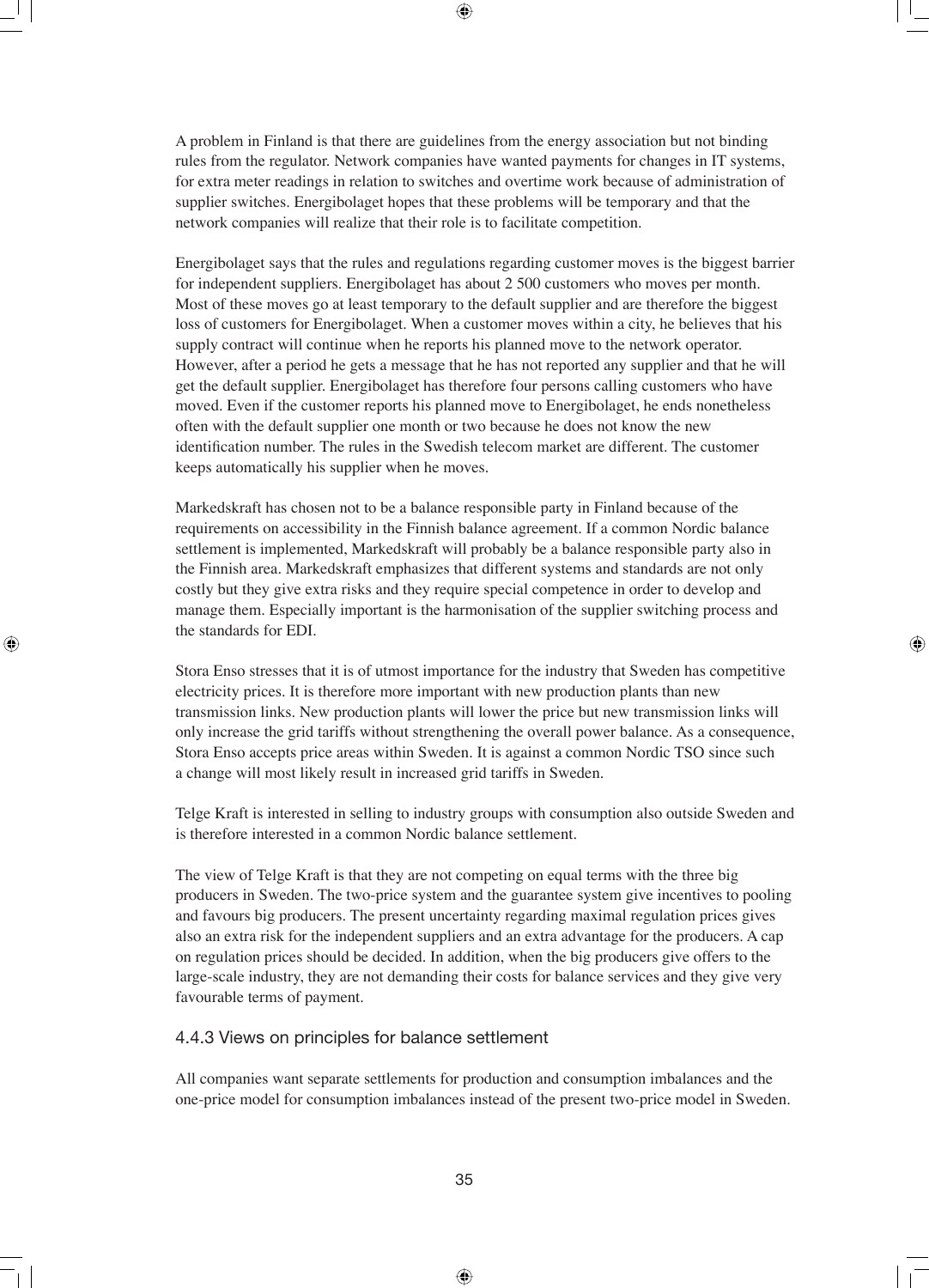A problem in Finland is that there are guidelines from the energy association but not binding rules from the regulator. Network companies have wanted payments for changes in IT systems, for extra meter readings in relation to switches and overtime work because of administration of supplier switches. Energibolaget hopes that these problems will be temporary and that the network companies will realize that their role is to facilitate competition.

Energibolaget says that the rules and regulations regarding customer moves is the biggest barrier for independent suppliers. Energibolaget has about 2 500 customers who moves per month. Most of these moves go at least temporary to the default supplier and are therefore the biggest loss of customers for Energibolaget. When a customer moves within a city, he believes that his supply contract will continue when he reports his planned move to the network operator. However, after a period he gets a message that he has not reported any supplier and that he will get the default supplier. Energibolaget has therefore four persons calling customers who have moved. Even if the customer reports his planned move to Energibolaget, he ends nonetheless often with the default supplier one month or two because he does not know the new identification number. The rules in the Swedish telecom market are different. The customer keeps automatically his supplier when he moves.

Markedskraft has chosen not to be a balance responsible party in Finland because of the requirements on accessibility in the Finnish balance agreement. If a common Nordic balance settlement is implemented, Markedskraft will probably be a balance responsible party also in the Finnish area. Markedskraft emphasizes that different systems and standards are not only costly but they give extra risks and they require special competence in order to develop and manage them. Especially important is the harmonisation of the supplier switching process and the standards for EDI.

Stora Enso stresses that it is of utmost importance for the industry that Sweden has competitive electricity prices. It is therefore more important with new production plants than new transmission links. New production plants will lower the price but new transmission links will only increase the grid tariffs without strengthening the overall power balance. As a consequence, Stora Enso accepts price areas within Sweden. It is against a common Nordic TSO since such a change will most likely result in increased grid tariffs in Sweden.

Telge Kraft is interested in selling to industry groups with consumption also outside Sweden and is therefore interested in a common Nordic balance settlement.

The view of Telge Kraft is that they are not competing on equal terms with the three big producers in Sweden. The two-price system and the guarantee system give incentives to pooling and favours big producers. The present uncertainty regarding maximal regulation prices gives also an extra risk for the independent suppliers and an extra advantage for the producers. A cap on regulation prices should be decided. In addition, when the big producers give offers to the large-scale industry, they are not demanding their costs for balance services and they give very favourable terms of payment.

### 4.4.3 Views on principles for balance settlement

All companies want separate settlements for production and consumption imbalances and the one-price model for consumption imbalances instead of the present two-price model in Sweden.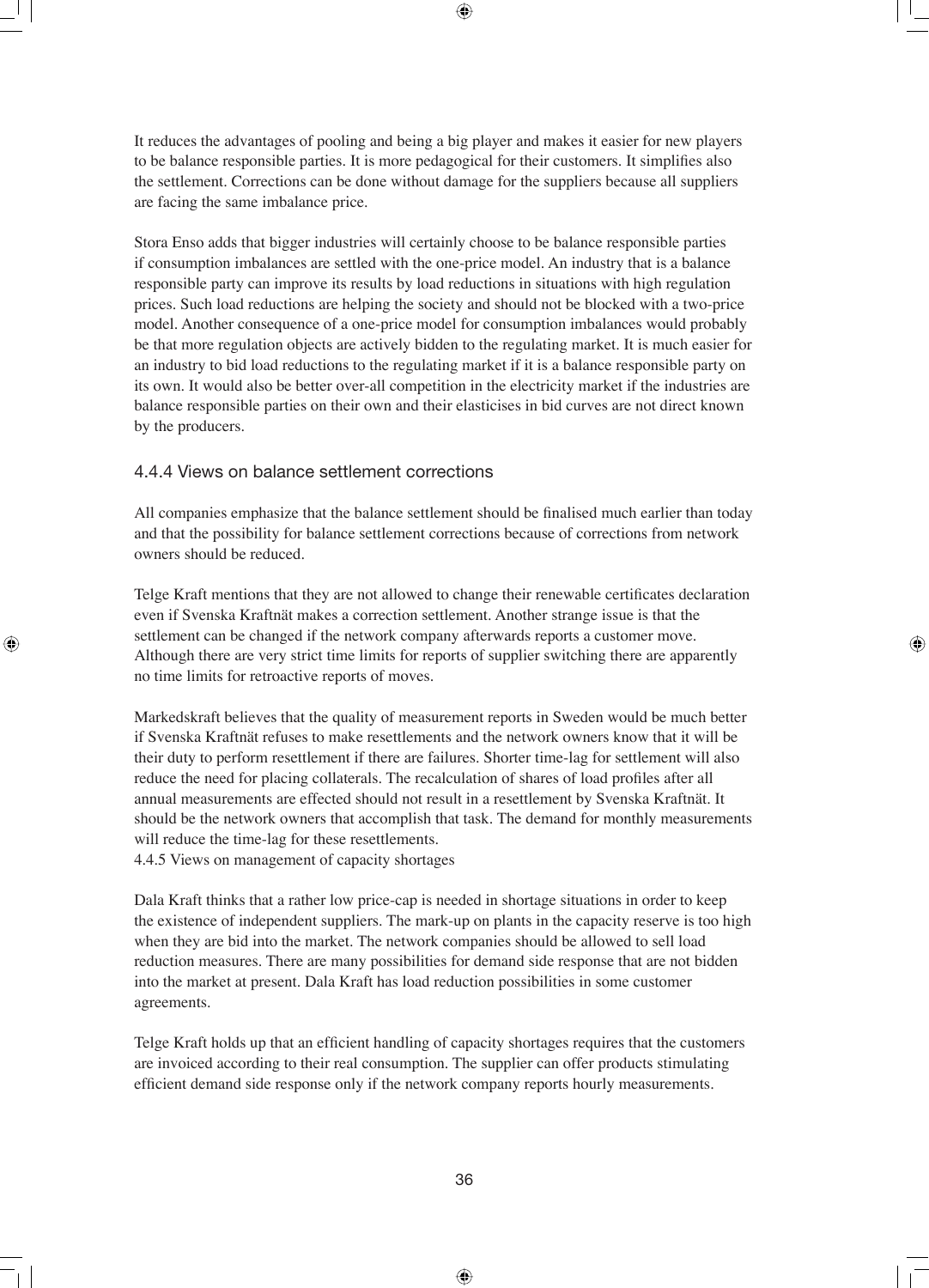It reduces the advantages of pooling and being a big player and makes it easier for new players to be balance responsible parties. It is more pedagogical for their customers. It simplifies also the settlement. Corrections can be done without damage for the suppliers because all suppliers are facing the same imbalance price.

Stora Enso adds that bigger industries will certainly choose to be balance responsible parties if consumption imbalances are settled with the one-price model. An industry that is a balance responsible party can improve its results by load reductions in situations with high regulation prices. Such load reductions are helping the society and should not be blocked with a two-price model. Another consequence of a one-price model for consumption imbalances would probably be that more regulation objects are actively bidden to the regulating market. It is much easier for an industry to bid load reductions to the regulating market if it is a balance responsible party on its own. It would also be better over-all competition in the electricity market if the industries are balance responsible parties on their own and their elasticises in bid curves are not direct known by the producers.

### 4.4.4 Views on balance settlement corrections

All companies emphasize that the balance settlement should be finalised much earlier than today and that the possibility for balance settlement corrections because of corrections from network owners should be reduced.

Telge Kraft mentions that they are not allowed to change their renewable certificates declaration even if Svenska Kraftnät makes a correction settlement. Another strange issue is that the settlement can be changed if the network company afterwards reports a customer move. Although there are very strict time limits for reports of supplier switching there are apparently no time limits for retroactive reports of moves.

Markedskraft believes that the quality of measurement reports in Sweden would be much better if Svenska Kraftnät refuses to make resettlements and the network owners know that it will be their duty to perform resettlement if there are failures. Shorter time-lag for settlement will also reduce the need for placing collaterals. The recalculation of shares of load profiles after all annual measurements are effected should not result in a resettlement by Svenska Kraftnät. It should be the network owners that accomplish that task. The demand for monthly measurements will reduce the time-lag for these resettlements.

### 4.4.5 Views on management of capacity shortages

Dala Kraft thinks that a rather low price-cap is needed in shortage situations in order to keep the existence of independent suppliers. The mark-up on plants in the capacity reserve is too high when they are bid into the market. The network companies should be allowed to sell load reduction measures. There are many possibilities for demand side response that are not bidden into the market at present. Dala Kraft has load reduction possibilities in some customer agreements.

Telge Kraft holds up that an efficient handling of capacity shortages requires that the customers are invoiced according to their real consumption. The supplier can offer products stimulating efficient demand side response only if the network company reports hourly measurements.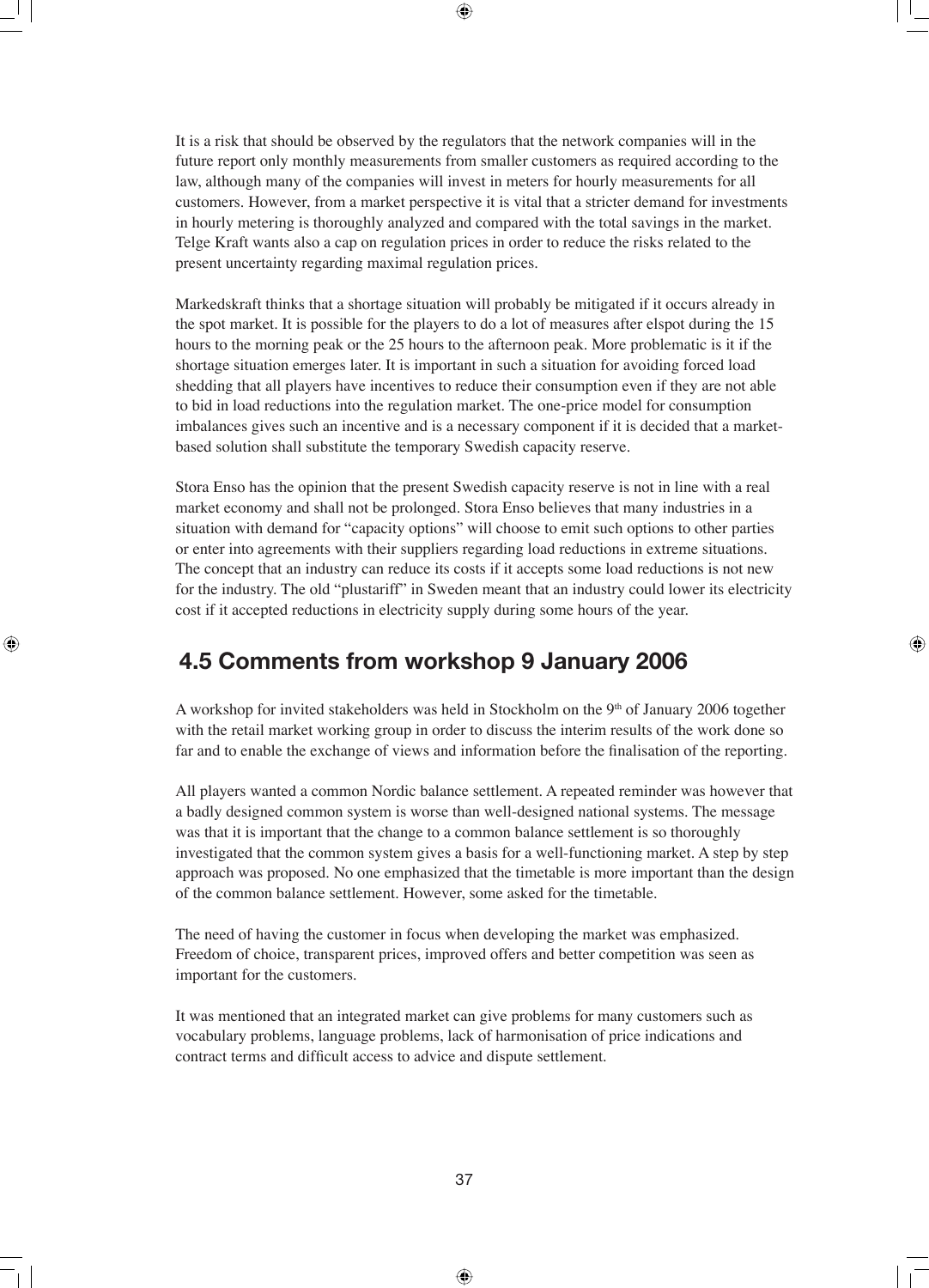It is a risk that should be observed by the regulators that the network companies will in the future report only monthly measurements from smaller customers as required according to the law, although many of the companies will invest in meters for hourly measurements for all customers. However, from a market perspective it is vital that a stricter demand for investments in hourly metering is thoroughly analyzed and compared with the total savings in the market. Telge Kraft wants also a cap on regulation prices in order to reduce the risks related to the present uncertainty regarding maximal regulation prices.

Markedskraft thinks that a shortage situation will probably be mitigated if it occurs already in the spot market. It is possible for the players to do a lot of measures after elspot during the 15 hours to the morning peak or the 25 hours to the afternoon peak. More problematic is it if the shortage situation emerges later. It is important in such a situation for avoiding forced load shedding that all players have incentives to reduce their consumption even if they are not able to bid in load reductions into the regulation market. The one-price model for consumption imbalances gives such an incentive and is a necessary component if it is decided that a market-based solution shall substitute the temporary Swedish capacity reserve.

Stora Enso has the opinion that the present Swedish capacity reserve is not in line with a real market economy and shall not be prolonged. Stora Enso believes that many industries in a situation with demand for "capacity options" will choose to emit such options to other parties or enter into agreements with their suppliers regarding load reductions in extreme situations. The concept that an industry can reduce its costs if it accepts some load reductions is not new for the industry. The old "plustariff" in Sweden meant that an industry could lower its electricity cost if it accepted reductions in electricity supply during some hours of the year.

## 4.5 Comments from workshop 9 January 2006

A workshop for invited stakeholders was held in Stockholm on the 9th of January 2006 together with the retail market working group in order to discuss the interim results of the work done so far and to enable the exchange of views and information before the finalisation of the reporting.

All players wanted a common Nordic balance settlement. A repeated reminder was however that a badly designed common system is worse than well-designed national systems. The message was that it is important that the change to a common balance settlement is so thoroughly investigated that the common system gives a basis for a well-functioning market. A step by step approach was proposed. No one emphasized that the timetable is more important than the design of the common balance settlement. However, some asked for the timetable.

The need of having the customer in focus when developing the market was emphasized. Freedom of choice, transparent prices, improved offers and better competition was seen as important for the customers.

It was mentioned that an integrated market can give problems for many customers such as vocabulary problems, language problems, lack of harmonisation of price indications and contract terms and difficult access to advice and dispute settlement.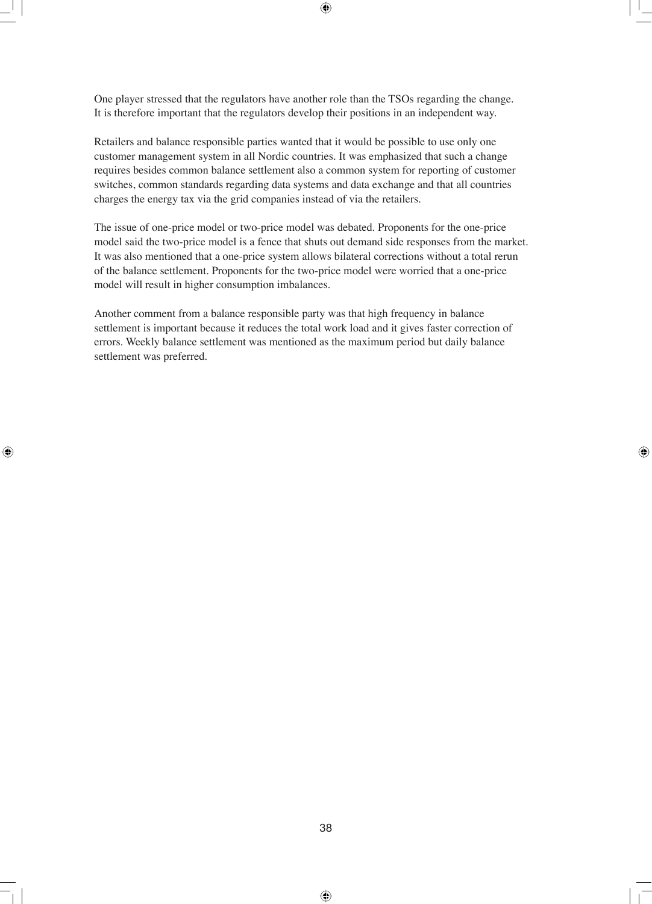One player stressed that the regulators have another role than the TSOs regarding the change. It is therefore important that the regulators develop their positions in an independent way.

Retailers and balance responsible parties wanted that it would be possible to use only one customer management system in all Nordic countries. It was emphasized that such a change requires besides common balance settlement also a common system for reporting of customer switches, common standards regarding data systems and data exchange and that all countries charges the energy tax via the grid companies instead of via the retailers.

The issue of one-price model or two-price model was debated. Proponents for the one-price model said the two-price model is a fence that shuts out demand side responses from the market. It was also mentioned that a one-price system allows bilateral corrections without a total rerun of the balance settlement. Proponents for the two-price model were worried that a one-price model will result in higher consumption imbalances.

Another comment from a balance responsible party was that high frequency in balance settlement is important because it reduces the total work load and it gives faster correction of errors. Weekly balance settlement was mentioned as the maximum period but daily balance settlement was preferred.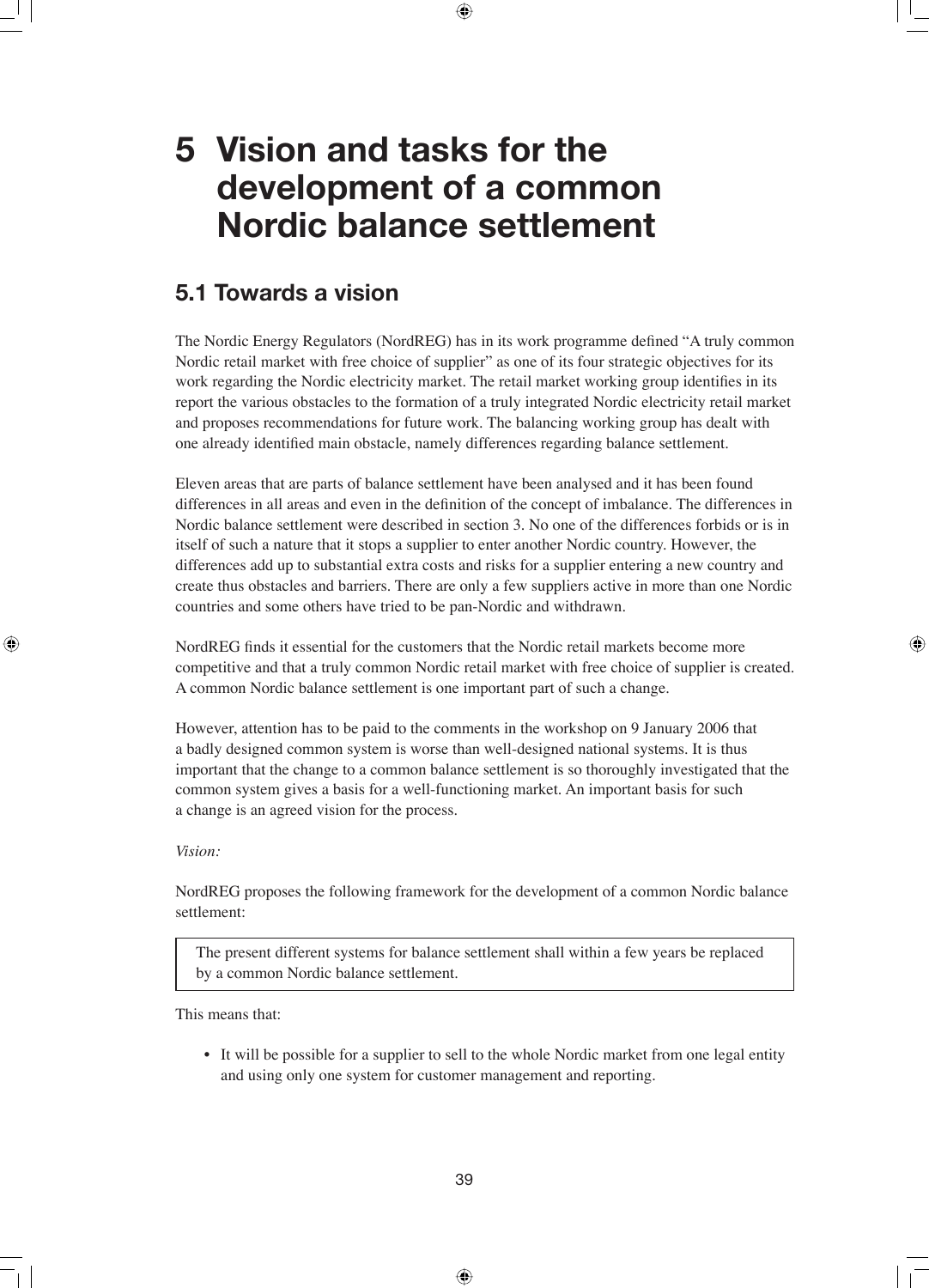# 5 Vision and tasks for the development of a common Nordic balance settlement

## 5.1 Towards a vision

The Nordic Energy Regulators (NordREG) has in its work programme defined “A truly common Nordic retail market with free choice of supplier” as one of its four strategic objectives for its work regarding the Nordic electricity market. The retail market working group identifies in its report the various obstacles to the formation of a truly integrated Nordic electricity retail market and proposes recommendations for future work. The balancing working group has dealt with one already identified main obstacle, namely differences regarding balance settlement.

Eleven areas that are parts of balance settlement have been analysed and it has been found differences in all areas and even in the definition of the concept of imbalance. The differences in Nordic balance settlement were described in section 3. No one of the differences forbids or is in itself of such a nature that it stops a supplier to enter another Nordic country. However, the differences add up to substantial extra costs and risks for a supplier entering a new country and create thus obstacles and barriers. There are only a few suppliers active in more than one Nordic countries and some others have tried to be pan-Nordic and withdrawn.

NordREG finds it essential for the customers that the Nordic retail markets become more competitive and that a truly common Nordic retail market with free choice of supplier is created. A common Nordic balance settlement is one important part of such a change.

However, attention has to be paid to the comments in the workshop on 9 January 2006 that a badly designed common system is worse than well-designed national systems. It is thus important that the change to a common balance settlement is so thoroughly investigated that the common system gives a basis for a well-functioning market. An important basis for such a change is an agreed vision for the process.

*Vision:*

NordREG proposes the following framework for the development of a common Nordic balance settlement:

> The present different systems for balance settlement shall within a few years be replaced by a common Nordic balance settlement.

This means that:

- It will be possible for a supplier to sell to the whole Nordic market from one legal entity and using only one system for customer management and reporting.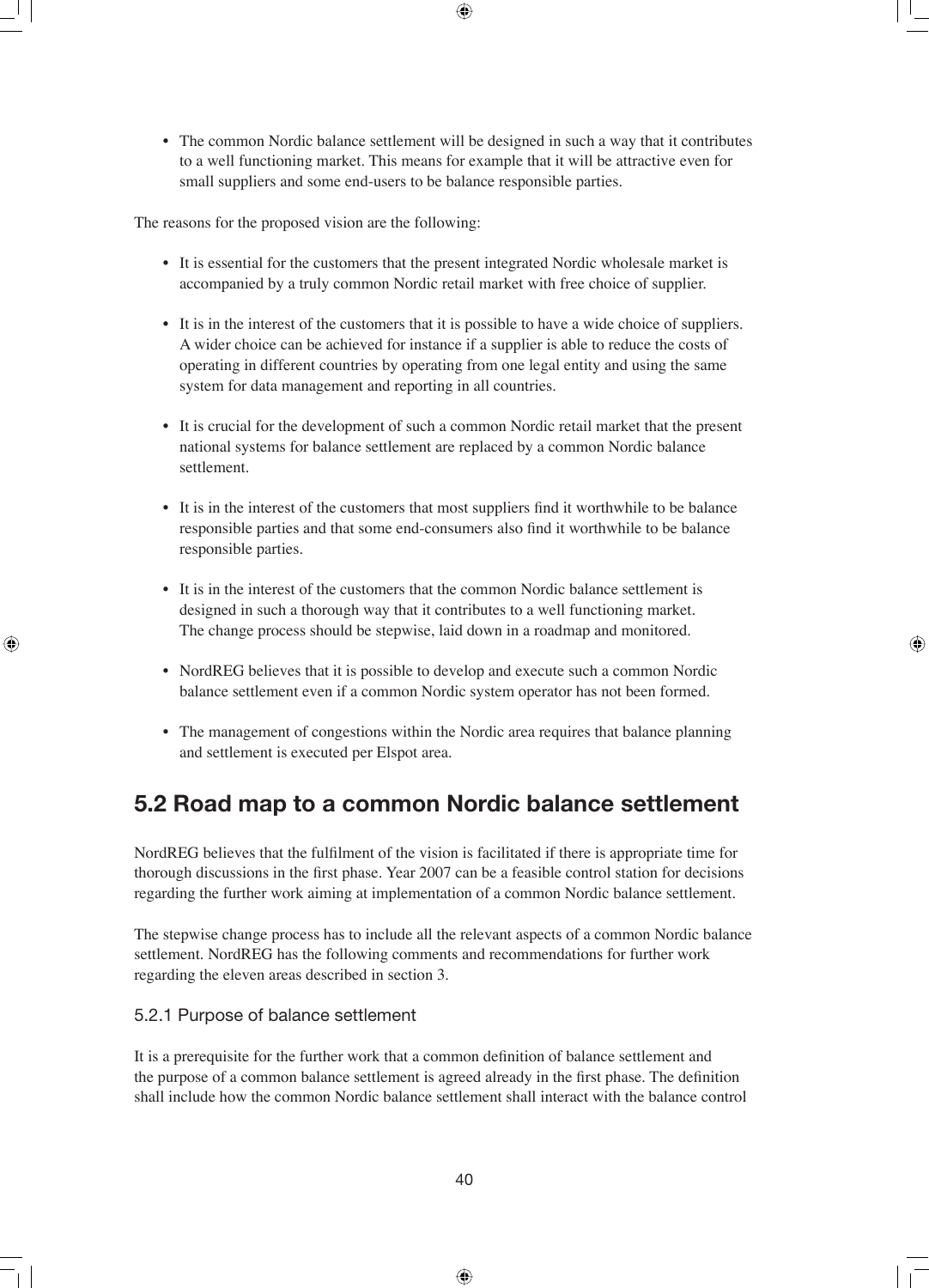- The common Nordic balance settlement will be designed in such a way that it contributes to a well functioning market. This means for example that it will be attractive even for small suppliers and some end-users to be balance responsible parties.

The reasons for the proposed vision are the following:

- It is essential for the customers that the present integrated Nordic wholesale market is accompanied by a truly common Nordic retail market with free choice of supplier.

- It is in the interest of the customers that it is possible to have a wide choice of suppliers. A wider choice can be achieved for instance if a supplier is able to reduce the costs of operating in different countries by operating from one legal entity and using the same system for data management and reporting in all countries.

- It is crucial for the development of such a common Nordic retail market that the present national systems for balance settlement are replaced by a common Nordic balance settlement.

- It is in the interest of the customers that most suppliers find it worthwhile to be balance responsible parties and that some end-consumers also find it worthwhile to be balance responsible parties.

- It is in the interest of the customers that the common Nordic balance settlement is designed in such a thorough way that it contributes to a well functioning market. The change process should be stepwise, laid down in a roadmap and monitored.

- NordREG believes that it is possible to develop and execute such a common Nordic balance settlement even if a common Nordic system operator has not been formed.

- The management of congestions within the Nordic area requires that balance planning and settlement is executed per Elspot area.

## 5.2 Road map to a common Nordic balance settlement

NordREG believes that the fulfilment of the vision is facilitated if there is appropriate time for thorough discussions in the first phase. Year 2007 can be a feasible control station for decisions regarding the further work aiming at implementation of a common Nordic balance settlement.

The stepwise change process has to include all the relevant aspects of a common Nordic balance settlement. NordREG has the following comments and recommendations for further work regarding the eleven areas described in section 3.

### 5.2.1 Purpose of balance settlement

It is a prerequisite for the further work that a common definition of balance settlement and the purpose of a common balance settlement is agreed already in the first phase. The definition shall include how the common Nordic balance settlement shall interact with the balance control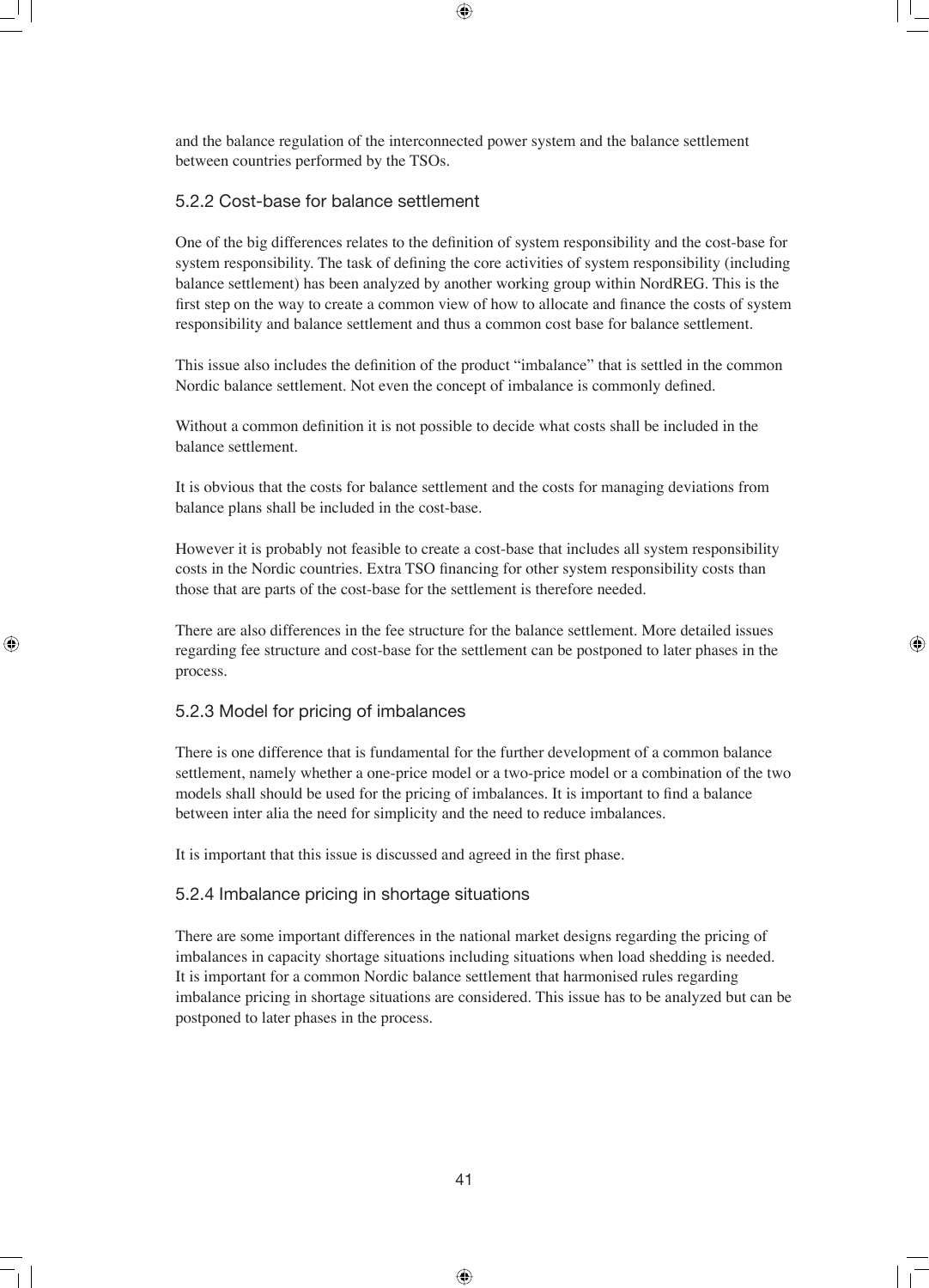and the balance regulation of the interconnected power system and the balance settlement between countries performed by the TSOs.

### 5.2.2 Cost-base for balance settlement

One of the big differences relates to the definition of system responsibility and the cost-base for system responsibility. The task of defining the core activities of system responsibility (including balance settlement) has been analyzed by another working group within NordREG. This is the first step on the way to create a common view of how to allocate and finance the costs of system responsibility and balance settlement and thus a common cost base for balance settlement.

This issue also includes the definition of the product "imbalance" that is settled in the common Nordic balance settlement. Not even the concept of imbalance is commonly defined.

Without a common definition it is not possible to decide what costs shall be included in the balance settlement.

It is obvious that the costs for balance settlement and the costs for managing deviations from balance plans shall be included in the cost-base.

However it is probably not feasible to create a cost-base that includes all system responsibility costs in the Nordic countries. Extra TSO financing for other system responsibility costs than those that are parts of the cost-base for the settlement is therefore needed.

There are also differences in the fee structure for the balance settlement. More detailed issues regarding fee structure and cost-base for the settlement can be postponed to later phases in the process.

### 5.2.3 Model for pricing of imbalances

There is one difference that is fundamental for the further development of a common balance settlement, namely whether a one-price model or a two-price model or a combination of the two models shall should be used for the pricing of imbalances. It is important to find a balance between inter alia the need for simplicity and the need to reduce imbalances.

It is important that this issue is discussed and agreed in the first phase.

### 5.2.4 Imbalance pricing in shortage situations

There are some important differences in the national market designs regarding the pricing of imbalances in capacity shortage situations including situations when load shedding is needed. It is important for a common Nordic balance settlement that harmonised rules regarding imbalance pricing in shortage situations are considered. This issue has to be analyzed but can be postponed to later phases in the process.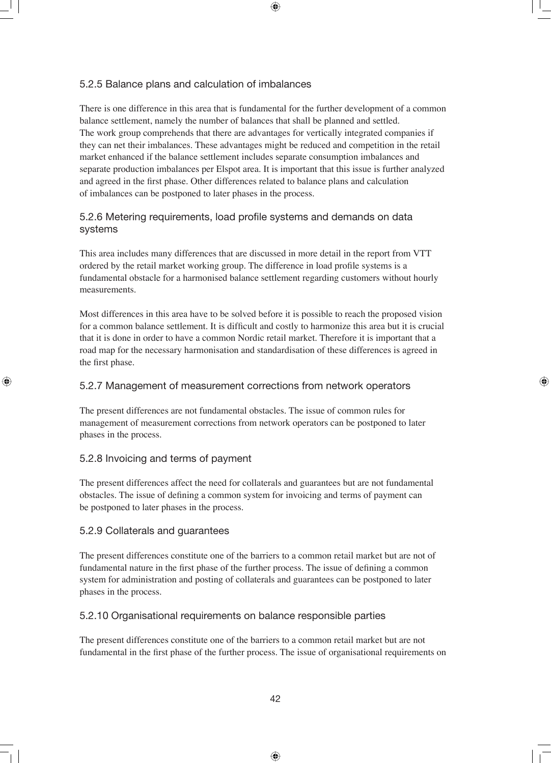### 5.2.5 Balance plans and calculation of imbalances

There is one difference in this area that is fundamental for the further development of a common balance settlement, namely the number of balances that shall be planned and settled. The work group comprehends that there are advantages for vertically integrated companies if they can net their imbalances. These advantages might be reduced and competition in the retail market enhanced if the balance settlement includes separate consumption imbalances and separate production imbalances per Elspot area. It is important that this issue is further analyzed and agreed in the first phase. Other differences related to balance plans and calculation of imbalances can be postponed to later phases in the process.

### 5.2.6 Metering requirements, load profile systems and demands on data systems

This area includes many differences that are discussed in more detail in the report from VTT ordered by the retail market working group. The difference in load profile systems is a fundamental obstacle for a harmonised balance settlement regarding customers without hourly measurements.

Most differences in this area have to be solved before it is possible to reach the proposed vision for a common balance settlement. It is difficult and costly to harmonize this area but it is crucial that it is done in order to have a common Nordic retail market. Therefore it is important that a road map for the necessary harmonisation and standardisation of these differences is agreed in the first phase.

### 5.2.7 Management of measurement corrections from network operators

The present differences are not fundamental obstacles. The issue of common rules for management of measurement corrections from network operators can be postponed to later phases in the process.

### 5.2.8 Invoicing and terms of payment

The present differences affect the need for collaterals and guarantees but are not fundamental obstacles. The issue of defining a common system for invoicing and terms of payment can be postponed to later phases in the process.

### 5.2.9 Collaterals and guarantees

The present differences constitute one of the barriers to a common retail market but are not of fundamental nature in the first phase of the further process. The issue of defining a common system for administration and posting of collaterals and guarantees can be postponed to later phases in the process.

### 5.2.10 Organisational requirements on balance responsible parties

The present differences constitute one of the barriers to a common retail market but are not fundamental in the first phase of the further process. The issue of organisational requirements on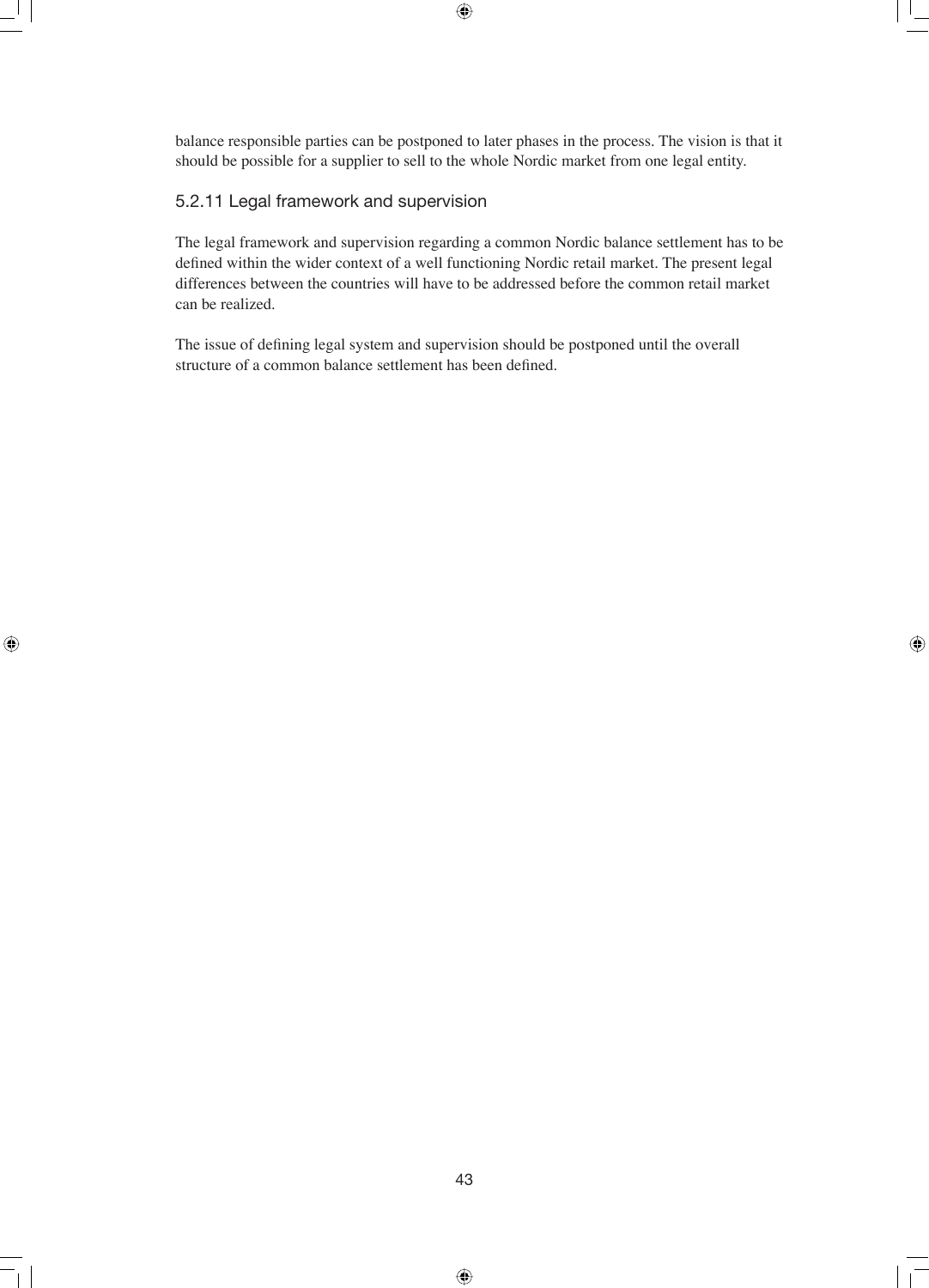balance responsible parties can be postponed to later phases in the process. The vision is that it should be possible for a supplier to sell to the whole Nordic market from one legal entity.

### 5.2.11 Legal framework and supervision

The legal framework and supervision regarding a common Nordic balance settlement has to be defined within the wider context of a well functioning Nordic retail market. The present legal differences between the countries will have to be addressed before the common retail market can be realized.

The issue of defining legal system and supervision should be postponed until the overall structure of a common balance settlement has been defined.